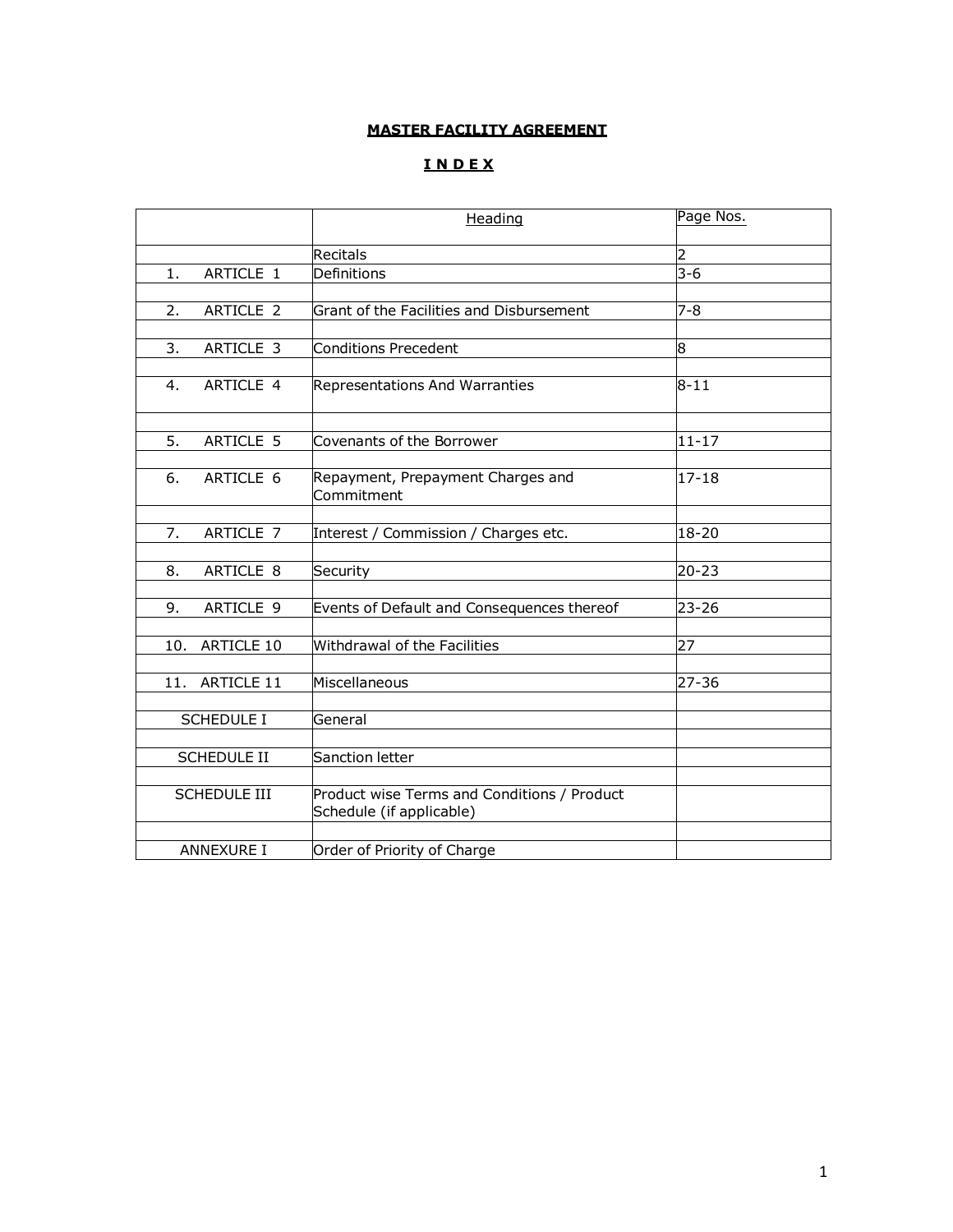# MASTER FACILITY AGREEMENT

## I N D E X

| | Heading | Page Nos. |
|---|---|---|
| | Recitals | 2 |
| 1. ARTICLE 1 | Definitions | 3-6 |
| 2. ARTICLE 2 | Grant of the Facilities and Disbursement | 7-8 |
| 3. ARTICLE 3 | Conditions Precedent | 8 |
| 4. ARTICLE 4 | Representations And Warranties | 8-11 |
| 5. ARTICLE 5 | Covenants of the Borrower | 11-17 |
| 6. ARTICLE 6 | Repayment, Prepayment Charges and Commitment | 17-18 |
| 7. ARTICLE 7 | Interest / Commission / Charges etc. | 18-20 |
| 8. ARTICLE 8 | Security | 20-23 |
| 9. ARTICLE 9 | Events of Default and Consequences thereof | 23-26 |
| 10. ARTICLE 10 | Withdrawal of the Facilities | 27 |
| 11. ARTICLE 11 | Miscellaneous | 27-36 |
| SCHEDULE I | General | |
| SCHEDULE II | Sanction letter | |
| SCHEDULE III | Product wise Terms and Conditions / Product Schedule (if applicable) | |
| ANNEXURE I | Order of Priority of Charge | |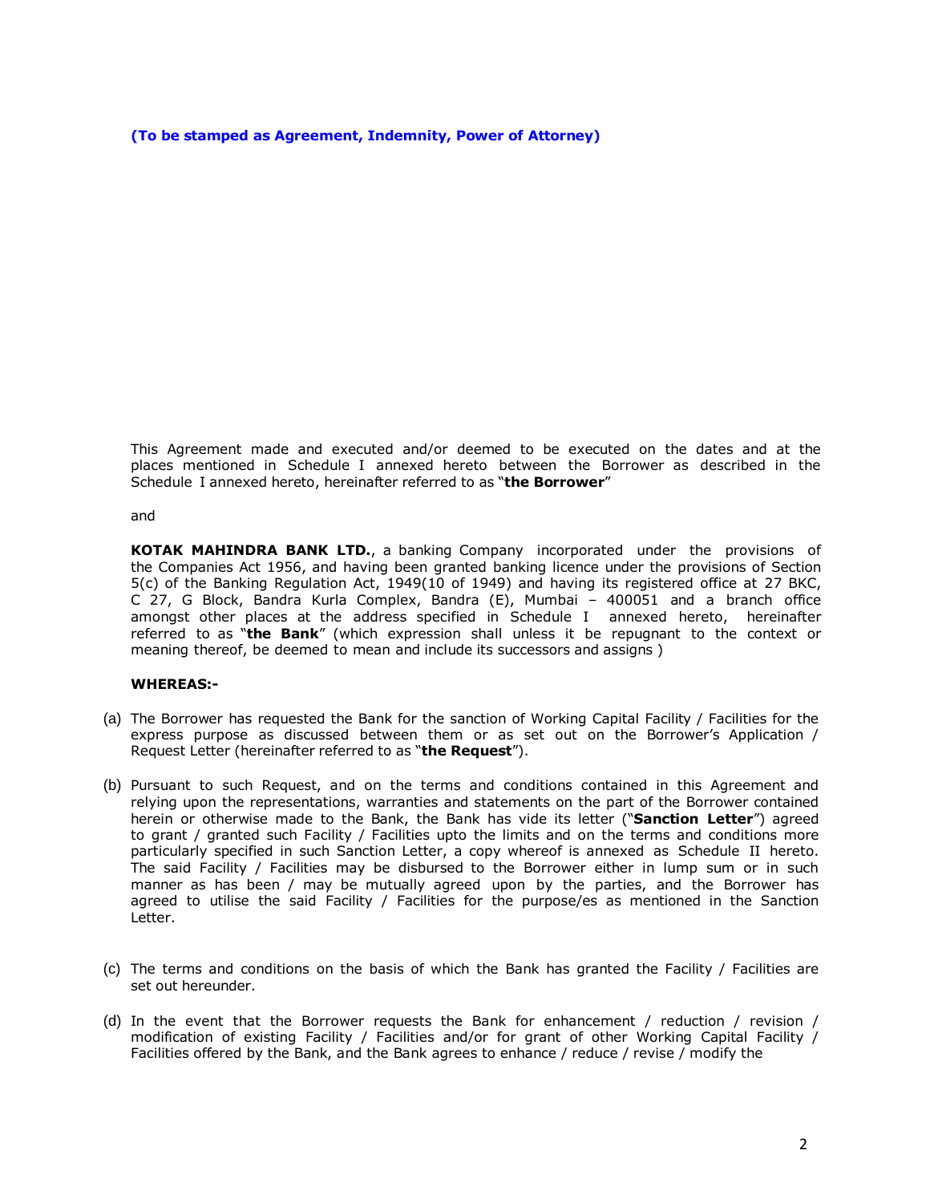**(To be stamped as Agreement, Indemnity, Power of Attorney)**

This Agreement made and executed and/or deemed to be executed on the dates and at the places mentioned in Schedule I annexed hereto between the Borrower as described in the Schedule I annexed hereto, hereinafter referred to as "**the Borrower**"

and

**KOTAK MAHINDRA BANK LTD.**, a banking Company incorporated under the provisions of the Companies Act 1956, and having been granted banking licence under the provisions of Section 5(c) of the Banking Regulation Act, 1949(10 of 1949) and having its registered office at 27 BKC, C 27, G Block, Bandra Kurla Complex, Bandra (E), Mumbai – 400051 and a branch office amongst other places at the address specified in Schedule I annexed hereto, hereinafter referred to as "**the Bank**" (which expression shall unless it be repugnant to the context or meaning thereof, be deemed to mean and include its successors and assigns )

**WHEREAS:-**

(a) The Borrower has requested the Bank for the sanction of Working Capital Facility / Facilities for the express purpose as discussed between them or as set out on the Borrower's Application / Request Letter (hereinafter referred to as "**the Request**").

(b) Pursuant to such Request, and on the terms and conditions contained in this Agreement and relying upon the representations, warranties and statements on the part of the Borrower contained herein or otherwise made to the Bank, the Bank has vide its letter ("**Sanction Letter**") agreed to grant / granted such Facility / Facilities upto the limits and on the terms and conditions more particularly specified in such Sanction Letter, a copy whereof is annexed as Schedule II hereto. The said Facility / Facilities may be disbursed to the Borrower either in lump sum or in such manner as has been / may be mutually agreed upon by the parties, and the Borrower has agreed to utilise the said Facility / Facilities for the purpose/es as mentioned in the Sanction Letter.

(c) The terms and conditions on the basis of which the Bank has granted the Facility / Facilities are set out hereunder.

(d) In the event that the Borrower requests the Bank for enhancement / reduction / revision / modification of existing Facility / Facilities and/or for grant of other Working Capital Facility / Facilities offered by the Bank, and the Bank agrees to enhance / reduce / revise / modify the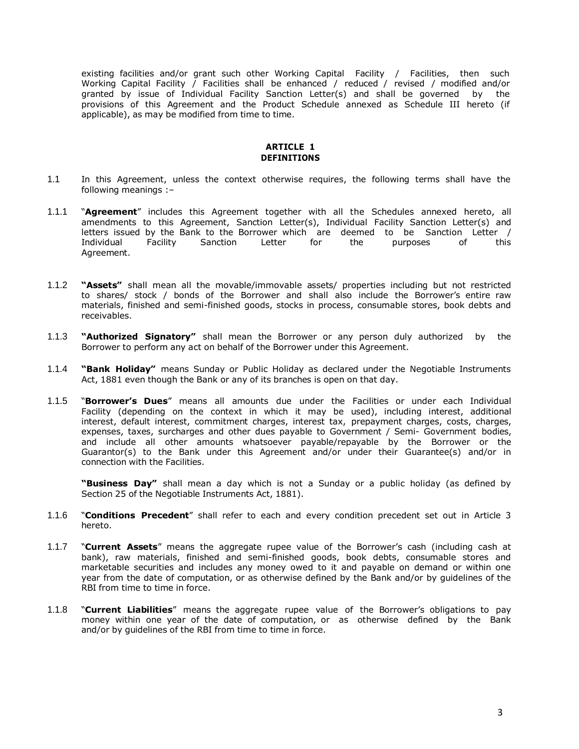existing facilities and/or grant such other Working Capital Facility / Facilities, then such Working Capital Facility / Facilities shall be enhanced / reduced / revised / modified and/or granted by issue of Individual Facility Sanction Letter(s) and shall be governed by the provisions of this Agreement and the Product Schedule annexed as Schedule III hereto (if applicable), as may be modified from time to time.

## ARTICLE 1
## DEFINITIONS

1.1 In this Agreement, unless the context otherwise requires, the following terms shall have the following meanings :–

1.1.1 "**Agreement**" includes this Agreement together with all the Schedules annexed hereto, all amendments to this Agreement, Sanction Letter(s), Individual Facility Sanction Letter(s) and letters issued by the Bank to the Borrower which are deemed to be Sanction Letter / Individual Facility Sanction Letter for the purposes of this Agreement.

1.1.2 **"Assets"** shall mean all the movable/immovable assets/ properties including but not restricted to shares/ stock / bonds of the Borrower and shall also include the Borrower's entire raw materials, finished and semi-finished goods, stocks in process, consumable stores, book debts and receivables.

1.1.3 **"Authorized Signatory"** shall mean the Borrower or any person duly authorized by the Borrower to perform any act on behalf of the Borrower under this Agreement.

1.1.4 **"Bank Holiday"** means Sunday or Public Holiday as declared under the Negotiable Instruments Act, 1881 even though the Bank or any of its branches is open on that day.

1.1.5 "**Borrower's Dues**" means all amounts due under the Facilities or under each Individual Facility (depending on the context in which it may be used), including interest, additional interest, default interest, commitment charges, interest tax, prepayment charges, costs, charges, expenses, taxes, surcharges and other dues payable to Government / Semi- Government bodies, and include all other amounts whatsoever payable/repayable by the Borrower or the Guarantor(s) to the Bank under this Agreement and/or under their Guarantee(s) and/or in connection with the Facilities.

**"Business Day"** shall mean a day which is not a Sunday or a public holiday (as defined by Section 25 of the Negotiable Instruments Act, 1881).

1.1.6 "**Conditions Precedent**" shall refer to each and every condition precedent set out in Article 3 hereto.

1.1.7 "**Current Assets**" means the aggregate rupee value of the Borrower's cash (including cash at bank), raw materials, finished and semi-finished goods, book debts, consumable stores and marketable securities and includes any money owed to it and payable on demand or within one year from the date of computation, or as otherwise defined by the Bank and/or by guidelines of the RBI from time to time in force.

1.1.8 "**Current Liabilities**" means the aggregate rupee value of the Borrower's obligations to pay money within one year of the date of computation, or as otherwise defined by the Bank and/or by guidelines of the RBI from time to time in force.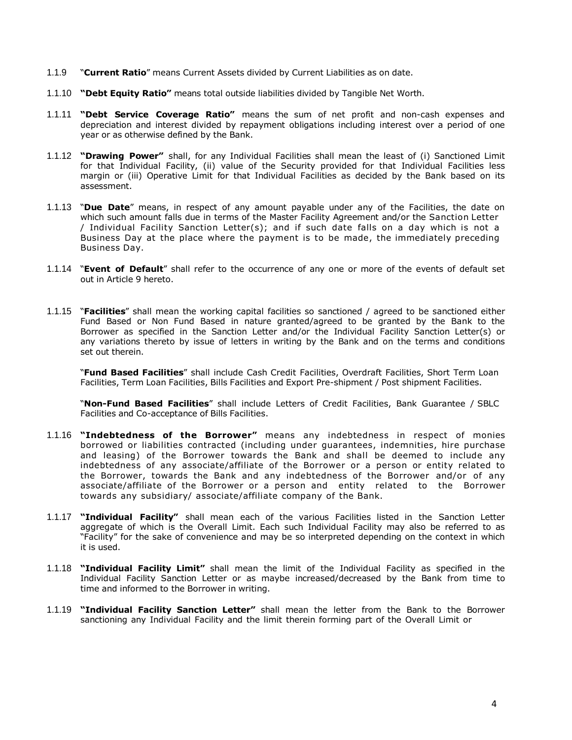1.1.9 "**Current Ratio**" means Current Assets divided by Current Liabilities as on date.

1.1.10 **"Debt Equity Ratio"** means total outside liabilities divided by Tangible Net Worth.

1.1.11 **"Debt Service Coverage Ratio"** means the sum of net profit and non-cash expenses and depreciation and interest divided by repayment obligations including interest over a period of one year or as otherwise defined by the Bank.

1.1.12 **"Drawing Power"** shall, for any Individual Facilities shall mean the least of (i) Sanctioned Limit for that Individual Facility, (ii) value of the Security provided for that Individual Facilities less margin or (iii) Operative Limit for that Individual Facilities as decided by the Bank based on its assessment.

1.1.13 "**Due Date**" means, in respect of any amount payable under any of the Facilities, the date on which such amount falls due in terms of the Master Facility Agreement and/or the Sanction Letter / Individual Facility Sanction Letter(s); and if such date falls on a day which is not a Business Day at the place where the payment is to be made, the immediately preceding Business Day.

1.1.14 "**Event of Default**" shall refer to the occurrence of any one or more of the events of default set out in Article 9 hereto.

1.1.15 "**Facilities**" shall mean the working capital facilities so sanctioned / agreed to be sanctioned either Fund Based or Non Fund Based in nature granted/agreed to be granted by the Bank to the Borrower as specified in the Sanction Letter and/or the Individual Facility Sanction Letter(s) or any variations thereto by issue of letters in writing by the Bank and on the terms and conditions set out therein.

"**Fund Based Facilities**" shall include Cash Credit Facilities, Overdraft Facilities, Short Term Loan Facilities, Term Loan Facilities, Bills Facilities and Export Pre-shipment / Post shipment Facilities.

"**Non-Fund Based Facilities**" shall include Letters of Credit Facilities, Bank Guarantee / SBLC Facilities and Co-acceptance of Bills Facilities.

1.1.16 **"Indebtedness of the Borrower"** means any indebtedness in respect of monies borrowed or liabilities contracted (including under guarantees, indemnities, hire purchase and leasing) of the Borrower towards the Bank and shall be deemed to include any indebtedness of any associate/affiliate of the Borrower or a person or entity related to the Borrower, towards the Bank and any indebtedness of the Borrower and/or of any associate/affiliate of the Borrower or a person and entity related to the Borrower towards any subsidiary/ associate/affiliate company of the Bank.

1.1.17 **"Individual Facility"** shall mean each of the various Facilities listed in the Sanction Letter aggregate of which is the Overall Limit. Each such Individual Facility may also be referred to as "Facility" for the sake of convenience and may be so interpreted depending on the context in which it is used.

1.1.18 **"Individual Facility Limit"** shall mean the limit of the Individual Facility as specified in the Individual Facility Sanction Letter or as maybe increased/decreased by the Bank from time to time and informed to the Borrower in writing.

1.1.19 **"Individual Facility Sanction Letter"** shall mean the letter from the Bank to the Borrower sanctioning any Individual Facility and the limit therein forming part of the Overall Limit or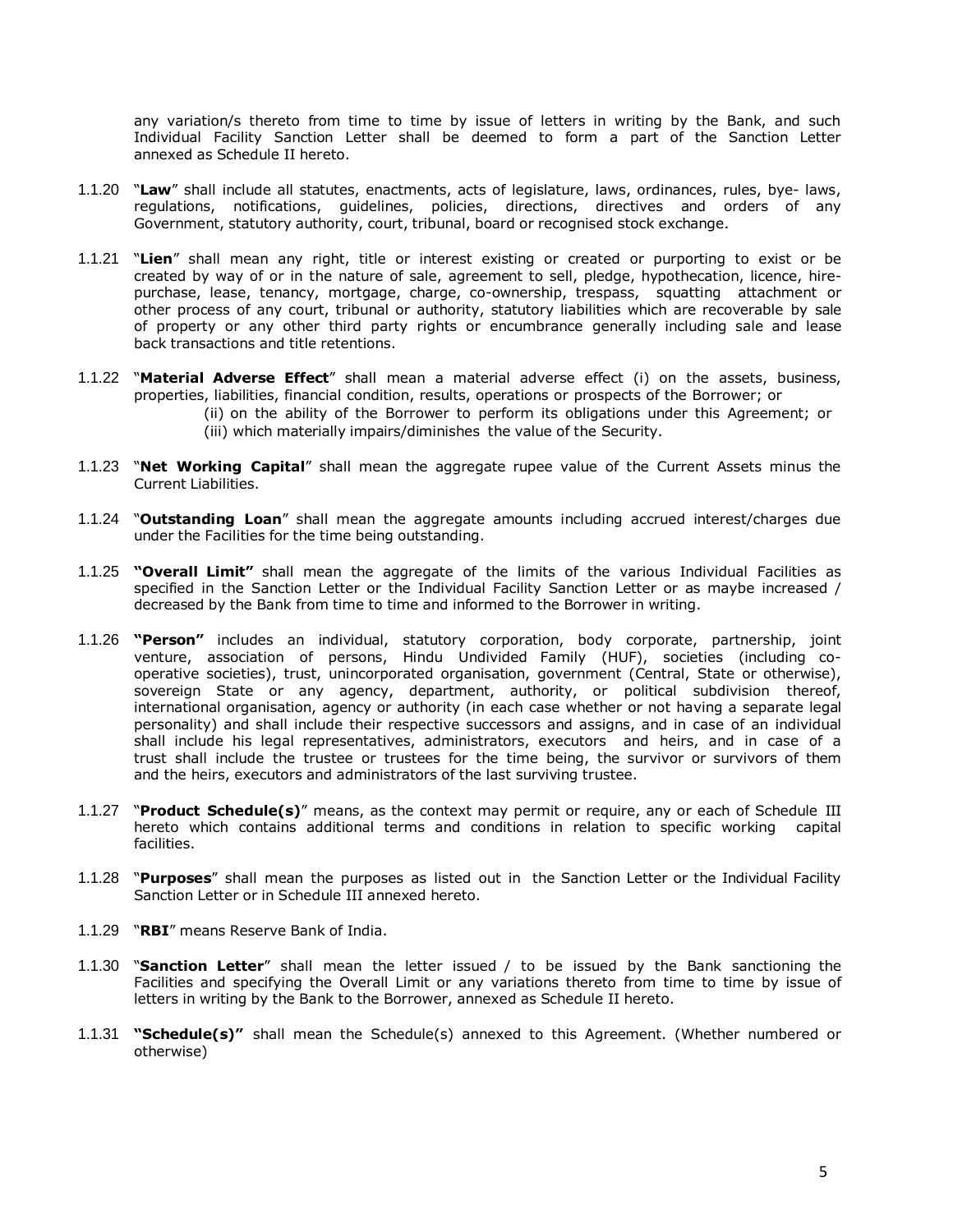any variation/s thereto from time to time by issue of letters in writing by the Bank, and such Individual Facility Sanction Letter shall be deemed to form a part of the Sanction Letter annexed as Schedule II hereto.

1.1.20 "**Law**" shall include all statutes, enactments, acts of legislature, laws, ordinances, rules, bye- laws, regulations, notifications, guidelines, policies, directions, directives and orders of any Government, statutory authority, court, tribunal, board or recognised stock exchange.

1.1.21 "**Lien**" shall mean any right, title or interest existing or created or purporting to exist or be created by way of or in the nature of sale, agreement to sell, pledge, hypothecation, licence, hire-purchase, lease, tenancy, mortgage, charge, co-ownership, trespass, squatting attachment or other process of any court, tribunal or authority, statutory liabilities which are recoverable by sale of property or any other third party rights or encumbrance generally including sale and lease back transactions and title retentions.

1.1.22 "**Material Adverse Effect**" shall mean a material adverse effect (i) on the assets, business, properties, liabilities, financial condition, results, operations or prospects of the Borrower; or
(ii) on the ability of the Borrower to perform its obligations under this Agreement; or
(iii) which materially impairs/diminishes the value of the Security.

1.1.23 "**Net Working Capital**" shall mean the aggregate rupee value of the Current Assets minus the Current Liabilities.

1.1.24 "**Outstanding Loan**" shall mean the aggregate amounts including accrued interest/charges due under the Facilities for the time being outstanding.

1.1.25 **"Overall Limit"** shall mean the aggregate of the limits of the various Individual Facilities as specified in the Sanction Letter or the Individual Facility Sanction Letter or as maybe increased / decreased by the Bank from time to time and informed to the Borrower in writing.

1.1.26 **"Person"** includes an individual, statutory corporation, body corporate, partnership, joint venture, association of persons, Hindu Undivided Family (HUF), societies (including co-operative societies), trust, unincorporated organisation, government (Central, State or otherwise), sovereign State or any agency, department, authority, or political subdivision thereof, international organisation, agency or authority (in each case whether or not having a separate legal personality) and shall include their respective successors and assigns, and in case of an individual shall include his legal representatives, administrators, executors and heirs, and in case of a trust shall include the trustee or trustees for the time being, the survivor or survivors of them and the heirs, executors and administrators of the last surviving trustee.

1.1.27 "**Product Schedule(s)**" means, as the context may permit or require, any or each of Schedule III hereto which contains additional terms and conditions in relation to specific working capital facilities.

1.1.28 "**Purposes**" shall mean the purposes as listed out in the Sanction Letter or the Individual Facility Sanction Letter or in Schedule III annexed hereto.

1.1.29 "**RBI**" means Reserve Bank of India.

1.1.30 "**Sanction Letter**" shall mean the letter issued / to be issued by the Bank sanctioning the Facilities and specifying the Overall Limit or any variations thereto from time to time by issue of letters in writing by the Bank to the Borrower, annexed as Schedule II hereto.

1.1.31 **"Schedule(s)"** shall mean the Schedule(s) annexed to this Agreement. (Whether numbered or otherwise)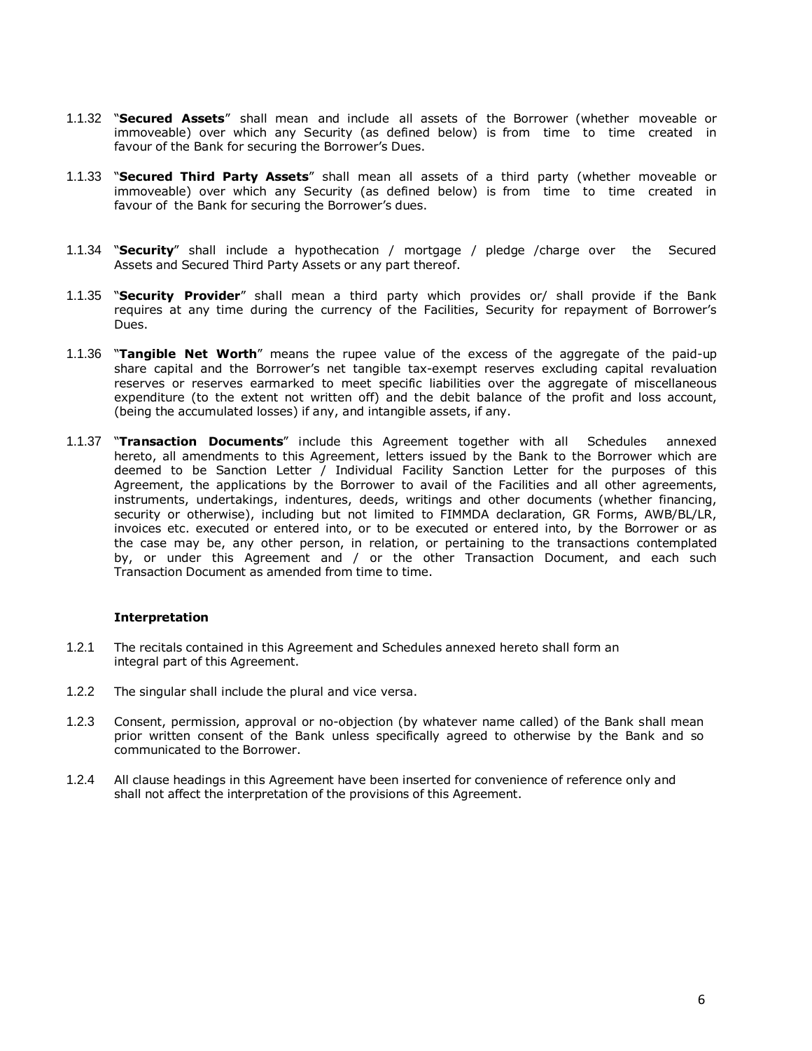1.1.32 "**Secured Assets**" shall mean and include all assets of the Borrower (whether moveable or immoveable) over which any Security (as defined below) is from time to time created in favour of the Bank for securing the Borrower's Dues.

1.1.33 "**Secured Third Party Assets**" shall mean all assets of a third party (whether moveable or immoveable) over which any Security (as defined below) is from time to time created in favour of the Bank for securing the Borrower's dues.

1.1.34 "**Security**" shall include a hypothecation / mortgage / pledge /charge over the Secured Assets and Secured Third Party Assets or any part thereof.

1.1.35 "**Security Provider**" shall mean a third party which provides or/ shall provide if the Bank requires at any time during the currency of the Facilities, Security for repayment of Borrower's Dues.

1.1.36 "**Tangible Net Worth**" means the rupee value of the excess of the aggregate of the paid-up share capital and the Borrower's net tangible tax-exempt reserves excluding capital revaluation reserves or reserves earmarked to meet specific liabilities over the aggregate of miscellaneous expenditure (to the extent not written off) and the debit balance of the profit and loss account, (being the accumulated losses) if any, and intangible assets, if any.

1.1.37 "**Transaction Documents**" include this Agreement together with all Schedules annexed hereto, all amendments to this Agreement, letters issued by the Bank to the Borrower which are deemed to be Sanction Letter / Individual Facility Sanction Letter for the purposes of this Agreement, the applications by the Borrower to avail of the Facilities and all other agreements, instruments, undertakings, indentures, deeds, writings and other documents (whether financing, security or otherwise), including but not limited to FIMMDA declaration, GR Forms, AWB/BL/LR, invoices etc. executed or entered into, or to be executed or entered into, by the Borrower or as the case may be, any other person, in relation, or pertaining to the transactions contemplated by, or under this Agreement and / or the other Transaction Document, and each such Transaction Document as amended from time to time.

**Interpretation**

1.2.1 The recitals contained in this Agreement and Schedules annexed hereto shall form an integral part of this Agreement.

1.2.2 The singular shall include the plural and vice versa.

1.2.3 Consent, permission, approval or no-objection (by whatever name called) of the Bank shall mean prior written consent of the Bank unless specifically agreed to otherwise by the Bank and so communicated to the Borrower.

1.2.4 All clause headings in this Agreement have been inserted for convenience of reference only and shall not affect the interpretation of the provisions of this Agreement.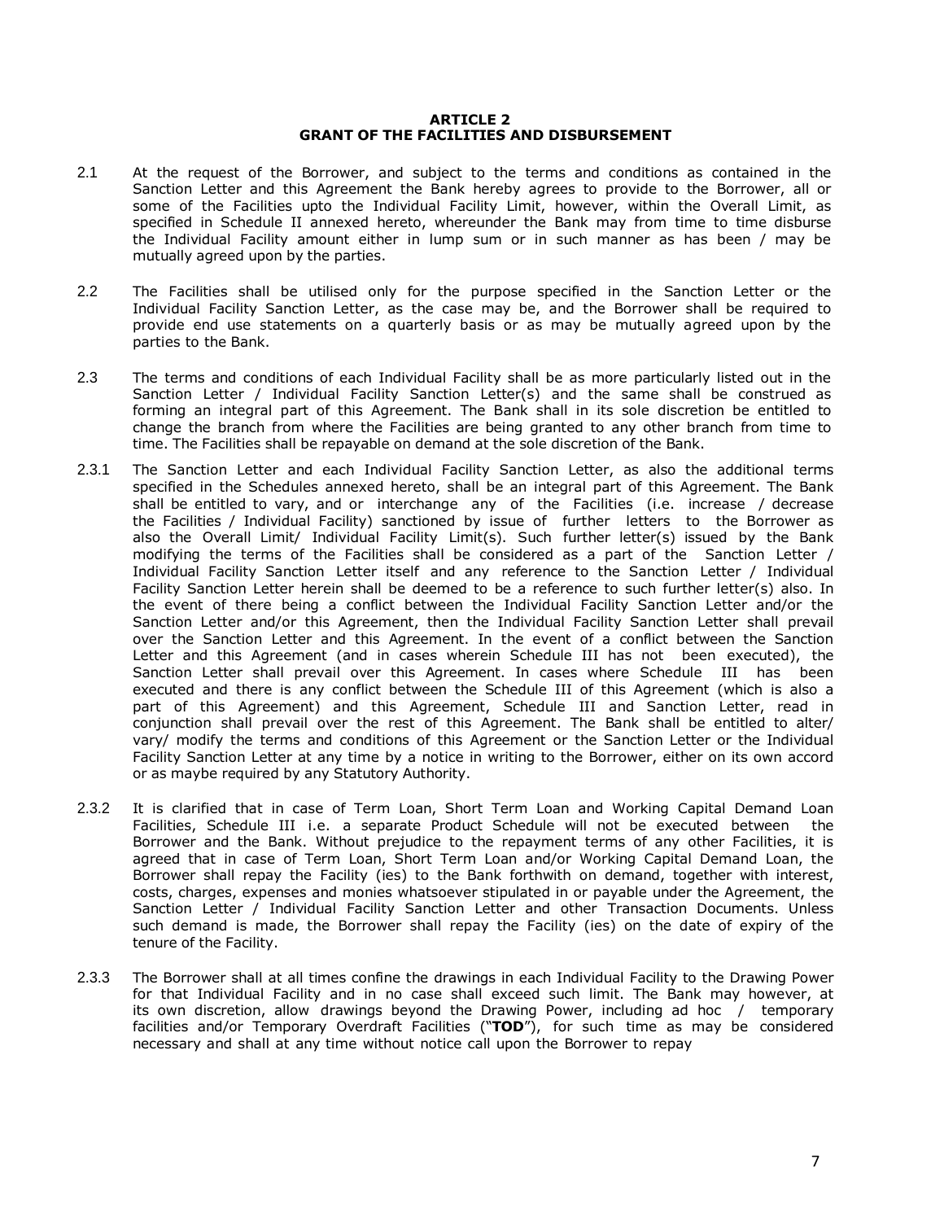## ARTICLE 2
## GRANT OF THE FACILITIES AND DISBURSEMENT

2.1 At the request of the Borrower, and subject to the terms and conditions as contained in the Sanction Letter and this Agreement the Bank hereby agrees to provide to the Borrower, all or some of the Facilities upto the Individual Facility Limit, however, within the Overall Limit, as specified in Schedule II annexed hereto, whereunder the Bank may from time to time disburse the Individual Facility amount either in lump sum or in such manner as has been / may be mutually agreed upon by the parties.

2.2 The Facilities shall be utilised only for the purpose specified in the Sanction Letter or the Individual Facility Sanction Letter, as the case may be, and the Borrower shall be required to provide end use statements on a quarterly basis or as may be mutually agreed upon by the parties to the Bank.

2.3 The terms and conditions of each Individual Facility shall be as more particularly listed out in the Sanction Letter / Individual Facility Sanction Letter(s) and the same shall be construed as forming an integral part of this Agreement. The Bank shall in its sole discretion be entitled to change the branch from where the Facilities are being granted to any other branch from time to time. The Facilities shall be repayable on demand at the sole discretion of the Bank.

2.3.1 The Sanction Letter and each Individual Facility Sanction Letter, as also the additional terms specified in the Schedules annexed hereto, shall be an integral part of this Agreement. The Bank shall be entitled to vary, and or interchange any of the Facilities (i.e. increase / decrease the Facilities / Individual Facility) sanctioned by issue of further letters to the Borrower as also the Overall Limit/ Individual Facility Limit(s). Such further letter(s) issued by the Bank modifying the terms of the Facilities shall be considered as a part of the Sanction Letter / Individual Facility Sanction Letter itself and any reference to the Sanction Letter / Individual Facility Sanction Letter herein shall be deemed to be a reference to such further letter(s) also. In the event of there being a conflict between the Individual Facility Sanction Letter and/or the Sanction Letter and/or this Agreement, then the Individual Facility Sanction Letter shall prevail over the Sanction Letter and this Agreement. In the event of a conflict between the Sanction Letter and this Agreement (and in cases wherein Schedule III has not been executed), the Sanction Letter shall prevail over this Agreement. In cases where Schedule III has been executed and there is any conflict between the Schedule III of this Agreement (which is also a part of this Agreement) and this Agreement, Schedule III and Sanction Letter, read in conjunction shall prevail over the rest of this Agreement. The Bank shall be entitled to alter/ vary/ modify the terms and conditions of this Agreement or the Sanction Letter or the Individual Facility Sanction Letter at any time by a notice in writing to the Borrower, either on its own accord or as maybe required by any Statutory Authority.

2.3.2 It is clarified that in case of Term Loan, Short Term Loan and Working Capital Demand Loan Facilities, Schedule III i.e. a separate Product Schedule will not be executed between the Borrower and the Bank. Without prejudice to the repayment terms of any other Facilities, it is agreed that in case of Term Loan, Short Term Loan and/or Working Capital Demand Loan, the Borrower shall repay the Facility (ies) to the Bank forthwith on demand, together with interest, costs, charges, expenses and monies whatsoever stipulated in or payable under the Agreement, the Sanction Letter / Individual Facility Sanction Letter and other Transaction Documents. Unless such demand is made, the Borrower shall repay the Facility (ies) on the date of expiry of the tenure of the Facility.

2.3.3 The Borrower shall at all times confine the drawings in each Individual Facility to the Drawing Power for that Individual Facility and in no case shall exceed such limit. The Bank may however, at its own discretion, allow drawings beyond the Drawing Power, including ad hoc / temporary facilities and/or Temporary Overdraft Facilities ("**TOD**"), for such time as may be considered necessary and shall at any time without notice call upon the Borrower to repay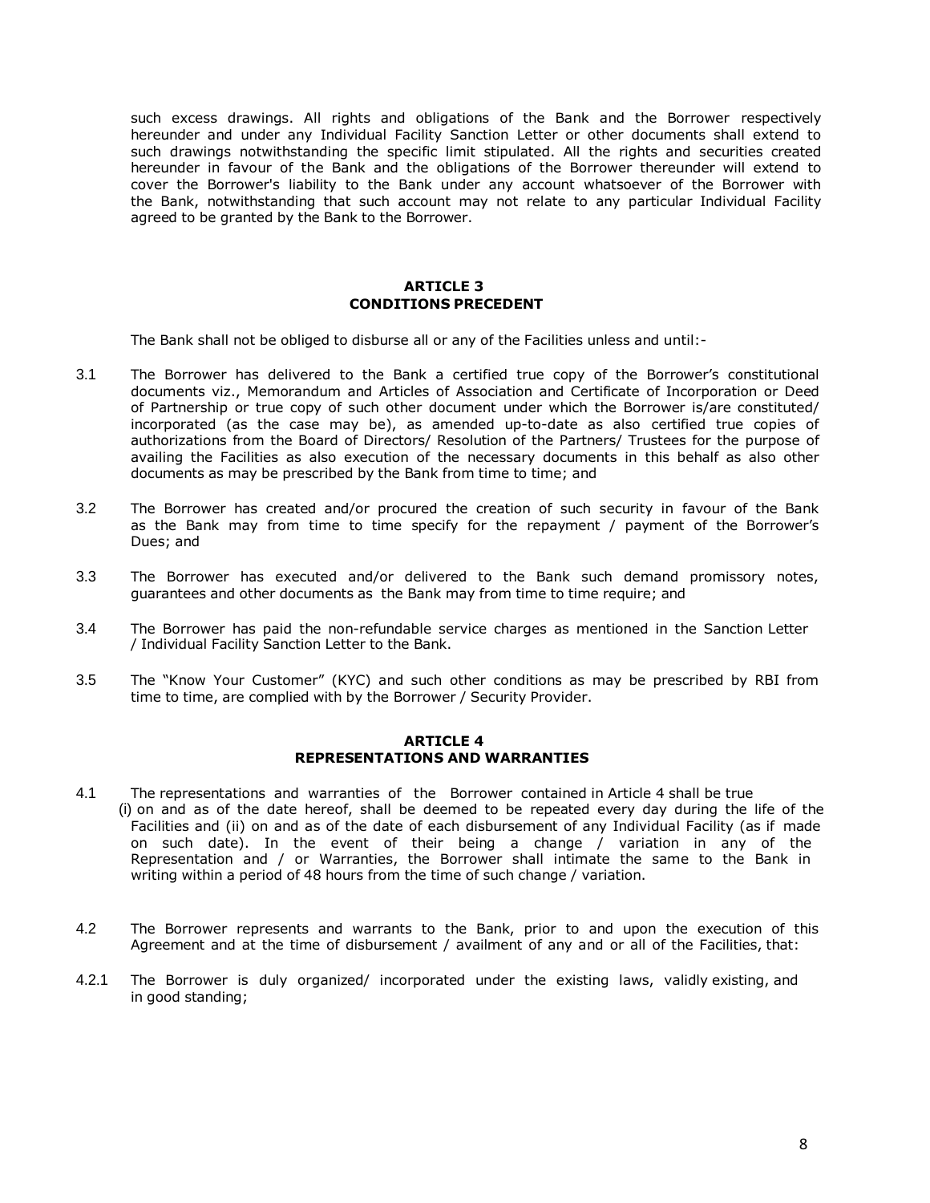such excess drawings. All rights and obligations of the Bank and the Borrower respectively hereunder and under any Individual Facility Sanction Letter or other documents shall extend to such drawings notwithstanding the specific limit stipulated. All the rights and securities created hereunder in favour of the Bank and the obligations of the Borrower thereunder will extend to cover the Borrower's liability to the Bank under any account whatsoever of the Borrower with the Bank, notwithstanding that such account may not relate to any particular Individual Facility agreed to be granted by the Bank to the Borrower.

## ARTICLE 3
## CONDITIONS PRECEDENT

The Bank shall not be obliged to disburse all or any of the Facilities unless and until:-

3.1 The Borrower has delivered to the Bank a certified true copy of the Borrower's constitutional documents viz., Memorandum and Articles of Association and Certificate of Incorporation or Deed of Partnership or true copy of such other document under which the Borrower is/are constituted/ incorporated (as the case may be), as amended up-to-date as also certified true copies of authorizations from the Board of Directors/ Resolution of the Partners/ Trustees for the purpose of availing the Facilities as also execution of the necessary documents in this behalf as also other documents as may be prescribed by the Bank from time to time; and

3.2 The Borrower has created and/or procured the creation of such security in favour of the Bank as the Bank may from time to time specify for the repayment / payment of the Borrower's Dues; and

3.3 The Borrower has executed and/or delivered to the Bank such demand promissory notes, guarantees and other documents as the Bank may from time to time require; and

3.4 The Borrower has paid the non-refundable service charges as mentioned in the Sanction Letter / Individual Facility Sanction Letter to the Bank.

3.5 The "Know Your Customer" (KYC) and such other conditions as may be prescribed by RBI from time to time, are complied with by the Borrower / Security Provider.

## ARTICLE 4
## REPRESENTATIONS AND WARRANTIES

4.1 The representations and warranties of the Borrower contained in Article 4 shall be true (i) on and as of the date hereof, shall be deemed to be repeated every day during the life of the Facilities and (ii) on and as of the date of each disbursement of any Individual Facility (as if made on such date). In the event of their being a change / variation in any of the Representation and / or Warranties, the Borrower shall intimate the same to the Bank in writing within a period of 48 hours from the time of such change / variation.

4.2 The Borrower represents and warrants to the Bank, prior to and upon the execution of this Agreement and at the time of disbursement / availment of any and or all of the Facilities, that:

4.2.1 The Borrower is duly organized/ incorporated under the existing laws, validly existing, and in good standing;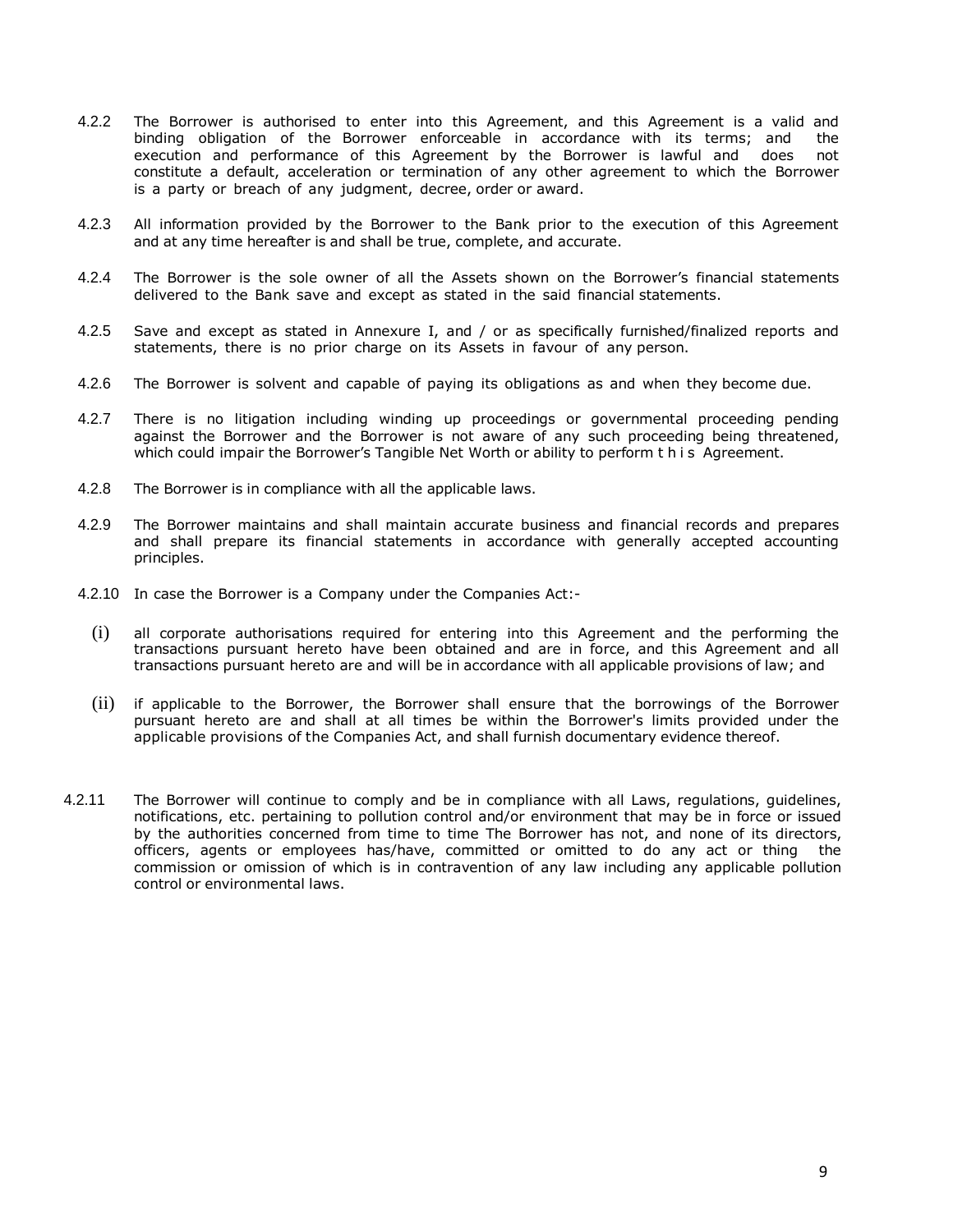4.2.2 The Borrower is authorised to enter into this Agreement, and this Agreement is a valid and binding obligation of the Borrower enforceable in accordance with its terms; and the execution and performance of this Agreement by the Borrower is lawful and does not constitute a default, acceleration or termination of any other agreement to which the Borrower is a party or breach of any judgment, decree, order or award.

4.2.3 All information provided by the Borrower to the Bank prior to the execution of this Agreement and at any time hereafter is and shall be true, complete, and accurate.

4.2.4 The Borrower is the sole owner of all the Assets shown on the Borrower's financial statements delivered to the Bank save and except as stated in the said financial statements.

4.2.5 Save and except as stated in Annexure I, and / or as specifically furnished/finalized reports and statements, there is no prior charge on its Assets in favour of any person.

4.2.6 The Borrower is solvent and capable of paying its obligations as and when they become due.

4.2.7 There is no litigation including winding up proceedings or governmental proceeding pending against the Borrower and the Borrower is not aware of any such proceeding being threatened, which could impair the Borrower's Tangible Net Worth or ability to perform t h i s Agreement.

4.2.8 The Borrower is in compliance with all the applicable laws.

4.2.9 The Borrower maintains and shall maintain accurate business and financial records and prepares and shall prepare its financial statements in accordance with generally accepted accounting principles.

4.2.10 In case the Borrower is a Company under the Companies Act:-

(i) all corporate authorisations required for entering into this Agreement and the performing the transactions pursuant hereto have been obtained and are in force, and this Agreement and all transactions pursuant hereto are and will be in accordance with all applicable provisions of law; and

(ii) if applicable to the Borrower, the Borrower shall ensure that the borrowings of the Borrower pursuant hereto are and shall at all times be within the Borrower's limits provided under the applicable provisions of the Companies Act, and shall furnish documentary evidence thereof.

4.2.11 The Borrower will continue to comply and be in compliance with all Laws, regulations, guidelines, notifications, etc. pertaining to pollution control and/or environment that may be in force or issued by the authorities concerned from time to time The Borrower has not, and none of its directors, officers, agents or employees has/have, committed or omitted to do any act or thing the commission or omission of which is in contravention of any law including any applicable pollution control or environmental laws.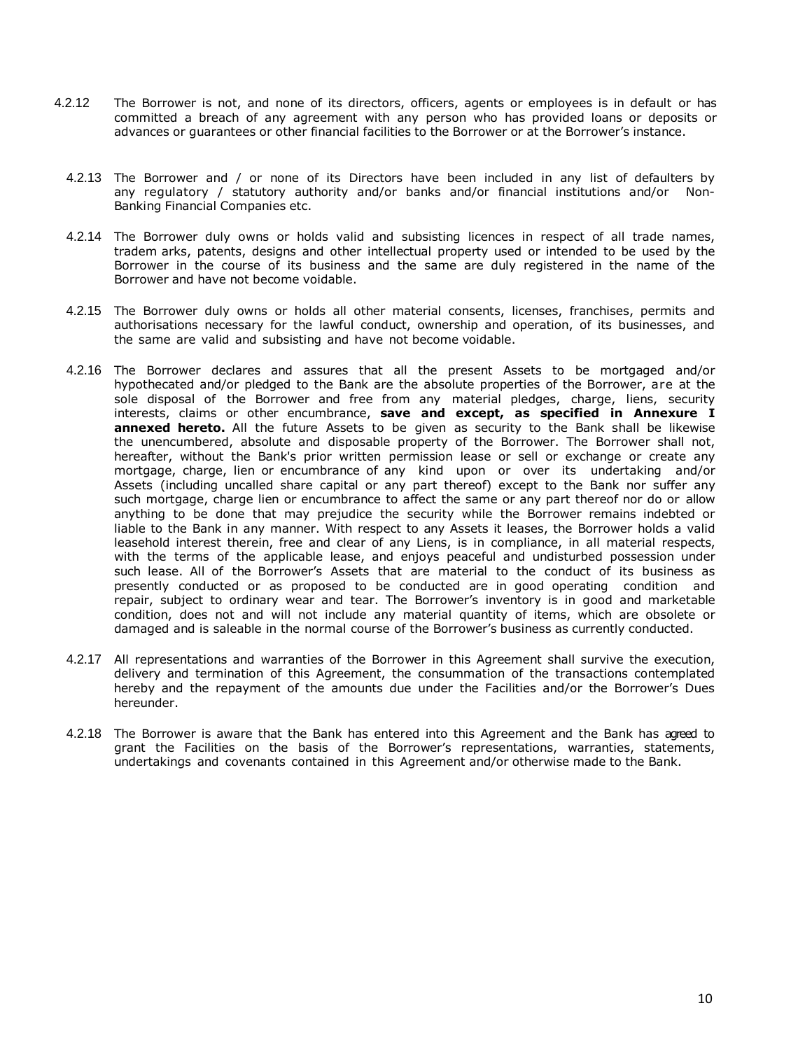4.2.12 The Borrower is not, and none of its directors, officers, agents or employees is in default or has committed a breach of any agreement with any person who has provided loans or deposits or advances or guarantees or other financial facilities to the Borrower or at the Borrower's instance.

4.2.13 The Borrower and / or none of its Directors have been included in any list of defaulters by any regulatory / statutory authority and/or banks and/or financial institutions and/or Non-Banking Financial Companies etc.

4.2.14 The Borrower duly owns or holds valid and subsisting licences in respect of all trade names, tradem arks, patents, designs and other intellectual property used or intended to be used by the Borrower in the course of its business and the same are duly registered in the name of the Borrower and have not become voidable.

4.2.15 The Borrower duly owns or holds all other material consents, licenses, franchises, permits and authorisations necessary for the lawful conduct, ownership and operation, of its businesses, and the same are valid and subsisting and have not become voidable.

4.2.16 The Borrower declares and assures that all the present Assets to be mortgaged and/or hypothecated and/or pledged to the Bank are the absolute properties of the Borrower, are at the sole disposal of the Borrower and free from any material pledges, charge, liens, security interests, claims or other encumbrance, **save and except, as specified in Annexure I annexed hereto.** All the future Assets to be given as security to the Bank shall be likewise the unencumbered, absolute and disposable property of the Borrower. The Borrower shall not, hereafter, without the Bank's prior written permission lease or sell or exchange or create any mortgage, charge, lien or encumbrance of any kind upon or over its undertaking and/or Assets (including uncalled share capital or any part thereof) except to the Bank nor suffer any such mortgage, charge lien or encumbrance to affect the same or any part thereof nor do or allow anything to be done that may prejudice the security while the Borrower remains indebted or liable to the Bank in any manner. With respect to any Assets it leases, the Borrower holds a valid leasehold interest therein, free and clear of any Liens, is in compliance, in all material respects, with the terms of the applicable lease, and enjoys peaceful and undisturbed possession under such lease. All of the Borrower's Assets that are material to the conduct of its business as presently conducted or as proposed to be conducted are in good operating condition and repair, subject to ordinary wear and tear. The Borrower's inventory is in good and marketable condition, does not and will not include any material quantity of items, which are obsolete or damaged and is saleable in the normal course of the Borrower's business as currently conducted.

4.2.17 All representations and warranties of the Borrower in this Agreement shall survive the execution, delivery and termination of this Agreement, the consummation of the transactions contemplated hereby and the repayment of the amounts due under the Facilities and/or the Borrower's Dues hereunder.

4.2.18 The Borrower is aware that the Bank has entered into this Agreement and the Bank has agreed to grant the Facilities on the basis of the Borrower's representations, warranties, statements, undertakings and covenants contained in this Agreement and/or otherwise made to the Bank.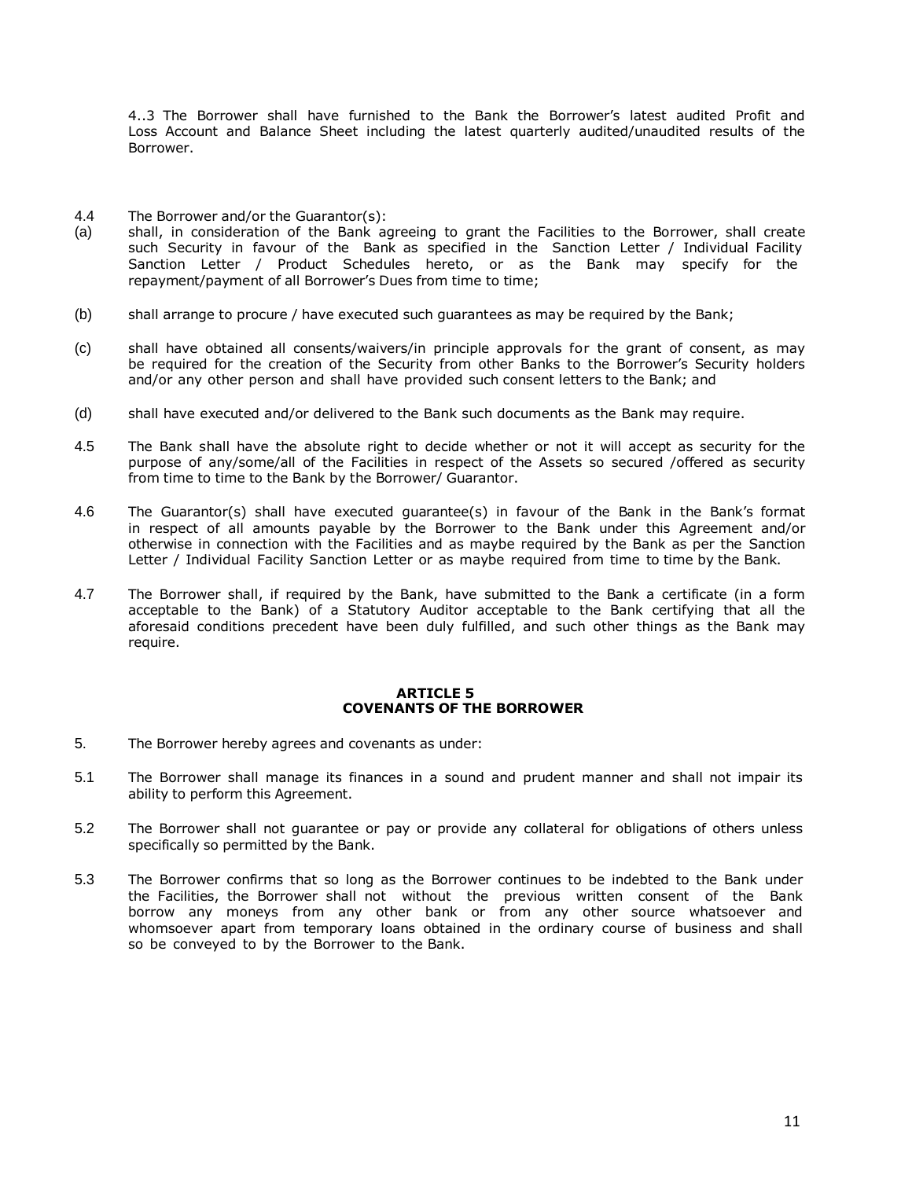4..3 The Borrower shall have furnished to the Bank the Borrower's latest audited Profit and Loss Account and Balance Sheet including the latest quarterly audited/unaudited results of the Borrower.

4.4 The Borrower and/or the Guarantor(s):

(a) shall, in consideration of the Bank agreeing to grant the Facilities to the Borrower, shall create such Security in favour of the Bank as specified in the Sanction Letter / Individual Facility Sanction Letter / Product Schedules hereto, or as the Bank may specify for the repayment/payment of all Borrower's Dues from time to time;

(b) shall arrange to procure / have executed such guarantees as may be required by the Bank;

(c) shall have obtained all consents/waivers/in principle approvals for the grant of consent, as may be required for the creation of the Security from other Banks to the Borrower's Security holders and/or any other person and shall have provided such consent letters to the Bank; and

(d) shall have executed and/or delivered to the Bank such documents as the Bank may require.

4.5 The Bank shall have the absolute right to decide whether or not it will accept as security for the purpose of any/some/all of the Facilities in respect of the Assets so secured /offered as security from time to time to the Bank by the Borrower/ Guarantor.

4.6 The Guarantor(s) shall have executed guarantee(s) in favour of the Bank in the Bank's format in respect of all amounts payable by the Borrower to the Bank under this Agreement and/or otherwise in connection with the Facilities and as maybe required by the Bank as per the Sanction Letter / Individual Facility Sanction Letter or as maybe required from time to time by the Bank.

4.7 The Borrower shall, if required by the Bank, have submitted to the Bank a certificate (in a form acceptable to the Bank) of a Statutory Auditor acceptable to the Bank certifying that all the aforesaid conditions precedent have been duly fulfilled, and such other things as the Bank may require.

## ARTICLE 5
## COVENANTS OF THE BORROWER

5. The Borrower hereby agrees and covenants as under:

5.1 The Borrower shall manage its finances in a sound and prudent manner and shall not impair its ability to perform this Agreement.

5.2 The Borrower shall not guarantee or pay or provide any collateral for obligations of others unless specifically so permitted by the Bank.

5.3 The Borrower confirms that so long as the Borrower continues to be indebted to the Bank under the Facilities, the Borrower shall not without the previous written consent of the Bank borrow any moneys from any other bank or from any other source whatsoever and whomsoever apart from temporary loans obtained in the ordinary course of business and shall so be conveyed to by the Borrower to the Bank.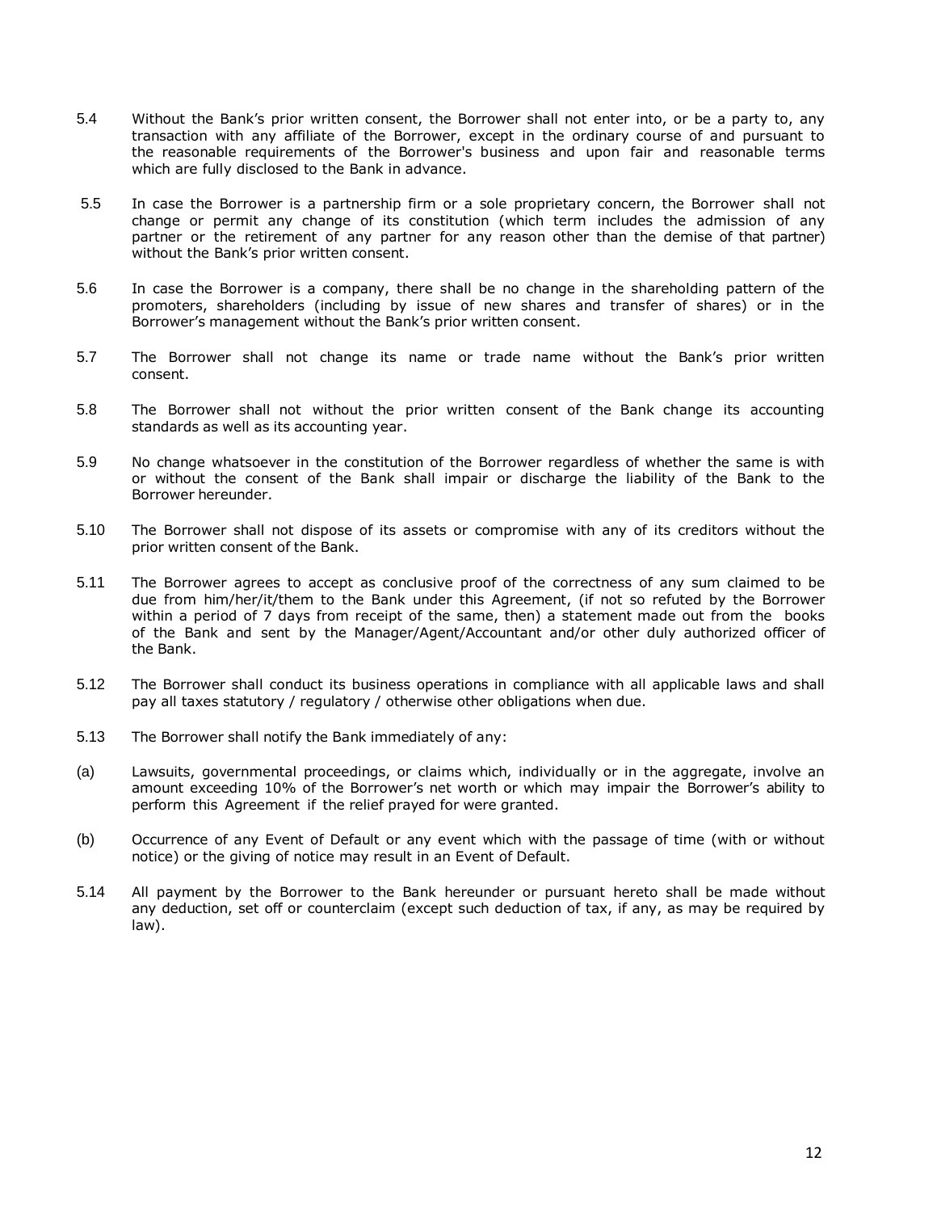5.4 Without the Bank's prior written consent, the Borrower shall not enter into, or be a party to, any transaction with any affiliate of the Borrower, except in the ordinary course of and pursuant to the reasonable requirements of the Borrower's business and upon fair and reasonable terms which are fully disclosed to the Bank in advance.

5.5 In case the Borrower is a partnership firm or a sole proprietary concern, the Borrower shall not change or permit any change of its constitution (which term includes the admission of any partner or the retirement of any partner for any reason other than the demise of that partner) without the Bank's prior written consent.

5.6 In case the Borrower is a company, there shall be no change in the shareholding pattern of the promoters, shareholders (including by issue of new shares and transfer of shares) or in the Borrower's management without the Bank's prior written consent.

5.7 The Borrower shall not change its name or trade name without the Bank's prior written consent.

5.8 The Borrower shall not without the prior written consent of the Bank change its accounting standards as well as its accounting year.

5.9 No change whatsoever in the constitution of the Borrower regardless of whether the same is with or without the consent of the Bank shall impair or discharge the liability of the Bank to the Borrower hereunder.

5.10 The Borrower shall not dispose of its assets or compromise with any of its creditors without the prior written consent of the Bank.

5.11 The Borrower agrees to accept as conclusive proof of the correctness of any sum claimed to be due from him/her/it/them to the Bank under this Agreement, (if not so refuted by the Borrower within a period of 7 days from receipt of the same, then) a statement made out from the books of the Bank and sent by the Manager/Agent/Accountant and/or other duly authorized officer of the Bank.

5.12 The Borrower shall conduct its business operations in compliance with all applicable laws and shall pay all taxes statutory / regulatory / otherwise other obligations when due.

5.13 The Borrower shall notify the Bank immediately of any:

(a) Lawsuits, governmental proceedings, or claims which, individually or in the aggregate, involve an amount exceeding 10% of the Borrower's net worth or which may impair the Borrower's ability to perform this Agreement if the relief prayed for were granted.

(b) Occurrence of any Event of Default or any event which with the passage of time (with or without notice) or the giving of notice may result in an Event of Default.

5.14 All payment by the Borrower to the Bank hereunder or pursuant hereto shall be made without any deduction, set off or counterclaim (except such deduction of tax, if any, as may be required by law).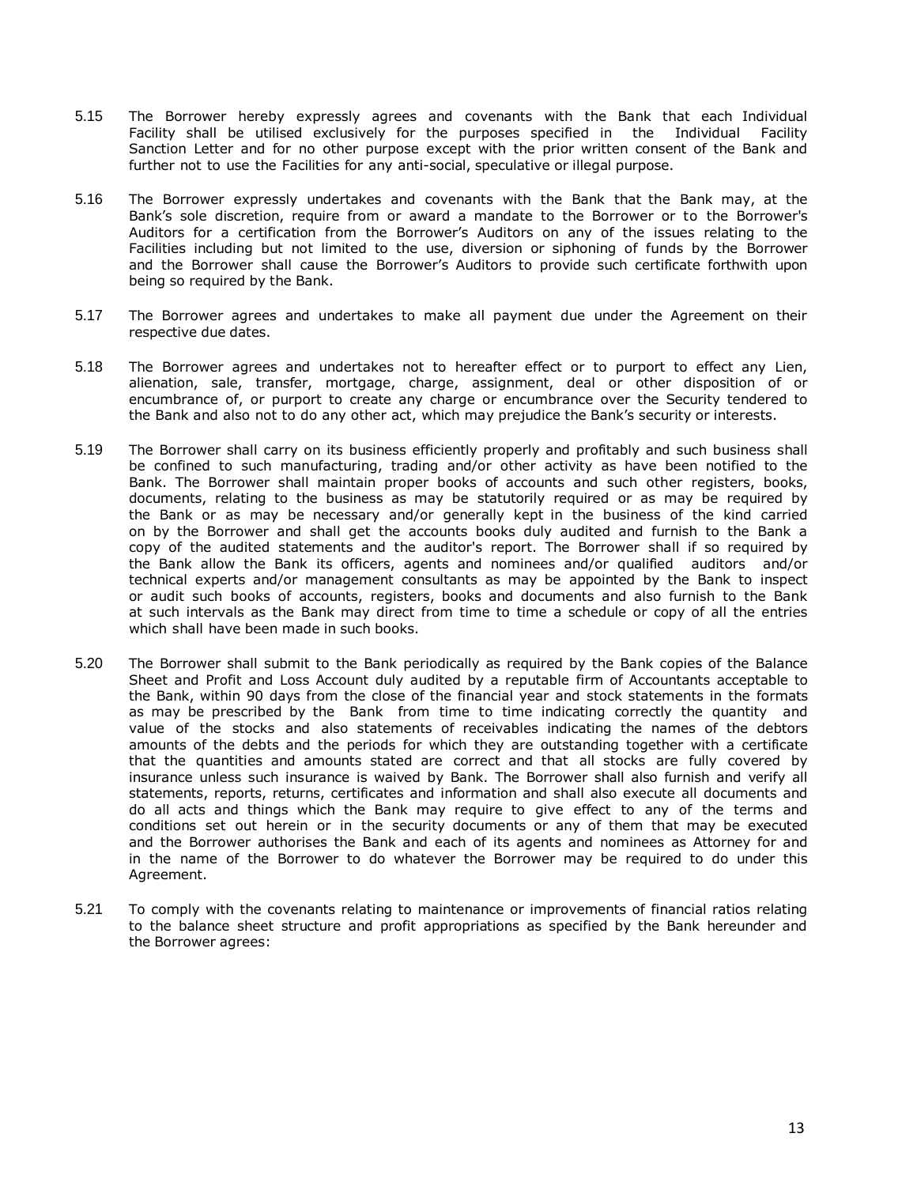5.15 The Borrower hereby expressly agrees and covenants with the Bank that each Individual Facility shall be utilised exclusively for the purposes specified in the Individual Facility Sanction Letter and for no other purpose except with the prior written consent of the Bank and further not to use the Facilities for any anti-social, speculative or illegal purpose.

5.16 The Borrower expressly undertakes and covenants with the Bank that the Bank may, at the Bank's sole discretion, require from or award a mandate to the Borrower or to the Borrower's Auditors for a certification from the Borrower's Auditors on any of the issues relating to the Facilities including but not limited to the use, diversion or siphoning of funds by the Borrower and the Borrower shall cause the Borrower's Auditors to provide such certificate forthwith upon being so required by the Bank.

5.17 The Borrower agrees and undertakes to make all payment due under the Agreement on their respective due dates.

5.18 The Borrower agrees and undertakes not to hereafter effect or to purport to effect any Lien, alienation, sale, transfer, mortgage, charge, assignment, deal or other disposition of or encumbrance of, or purport to create any charge or encumbrance over the Security tendered to the Bank and also not to do any other act, which may prejudice the Bank's security or interests.

5.19 The Borrower shall carry on its business efficiently properly and profitably and such business shall be confined to such manufacturing, trading and/or other activity as have been notified to the Bank. The Borrower shall maintain proper books of accounts and such other registers, books, documents, relating to the business as may be statutorily required or as may be required by the Bank or as may be necessary and/or generally kept in the business of the kind carried on by the Borrower and shall get the accounts books duly audited and furnish to the Bank a copy of the audited statements and the auditor's report. The Borrower shall if so required by the Bank allow the Bank its officers, agents and nominees and/or qualified auditors and/or technical experts and/or management consultants as may be appointed by the Bank to inspect or audit such books of accounts, registers, books and documents and also furnish to the Bank at such intervals as the Bank may direct from time to time a schedule or copy of all the entries which shall have been made in such books.

5.20 The Borrower shall submit to the Bank periodically as required by the Bank copies of the Balance Sheet and Profit and Loss Account duly audited by a reputable firm of Accountants acceptable to the Bank, within 90 days from the close of the financial year and stock statements in the formats as may be prescribed by the Bank from time to time indicating correctly the quantity and value of the stocks and also statements of receivables indicating the names of the debtors amounts of the debts and the periods for which they are outstanding together with a certificate that the quantities and amounts stated are correct and that all stocks are fully covered by insurance unless such insurance is waived by Bank. The Borrower shall also furnish and verify all statements, reports, returns, certificates and information and shall also execute all documents and do all acts and things which the Bank may require to give effect to any of the terms and conditions set out herein or in the security documents or any of them that may be executed and the Borrower authorises the Bank and each of its agents and nominees as Attorney for and in the name of the Borrower to do whatever the Borrower may be required to do under this Agreement.

5.21 To comply with the covenants relating to maintenance or improvements of financial ratios relating to the balance sheet structure and profit appropriations as specified by the Bank hereunder and the Borrower agrees: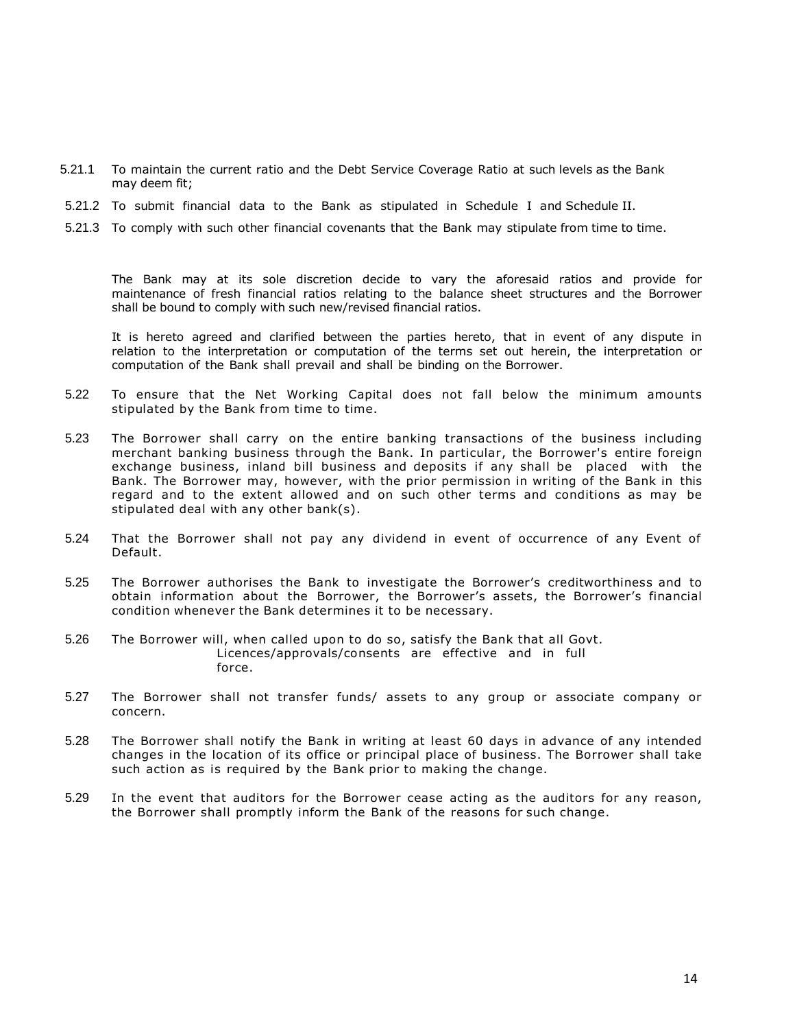5.21.1 To maintain the current ratio and the Debt Service Coverage Ratio at such levels as the Bank may deem fit;

5.21.2 To submit financial data to the Bank as stipulated in Schedule I and Schedule II.

5.21.3 To comply with such other financial covenants that the Bank may stipulate from time to time.

The Bank may at its sole discretion decide to vary the aforesaid ratios and provide for maintenance of fresh financial ratios relating to the balance sheet structures and the Borrower shall be bound to comply with such new/revised financial ratios.

It is hereto agreed and clarified between the parties hereto, that in event of any dispute in relation to the interpretation or computation of the terms set out herein, the interpretation or computation of the Bank shall prevail and shall be binding on the Borrower.

5.22 To ensure that the Net Working Capital does not fall below the minimum amounts stipulated by the Bank from time to time.

5.23 The Borrower shall carry on the entire banking transactions of the business including merchant banking business through the Bank. In particular, the Borrower's entire foreign exchange business, inland bill business and deposits if any shall be placed with the Bank. The Borrower may, however, with the prior permission in writing of the Bank in this regard and to the extent allowed and on such other terms and conditions as may be stipulated deal with any other bank(s).

5.24 That the Borrower shall not pay any dividend in event of occurrence of any Event of Default.

5.25 The Borrower authorises the Bank to investigate the Borrower's creditworthiness and to obtain information about the Borrower, the Borrower's assets, the Borrower's financial condition whenever the Bank determines it to be necessary.

5.26 The Borrower will, when called upon to do so, satisfy the Bank that all Govt. Licences/approvals/consents are effective and in full force.

5.27 The Borrower shall not transfer funds/ assets to any group or associate company or concern.

5.28 The Borrower shall notify the Bank in writing at least 60 days in advance of any intended changes in the location of its office or principal place of business. The Borrower shall take such action as is required by the Bank prior to making the change.

5.29 In the event that auditors for the Borrower cease acting as the auditors for any reason, the Borrower shall promptly inform the Bank of the reasons for such change.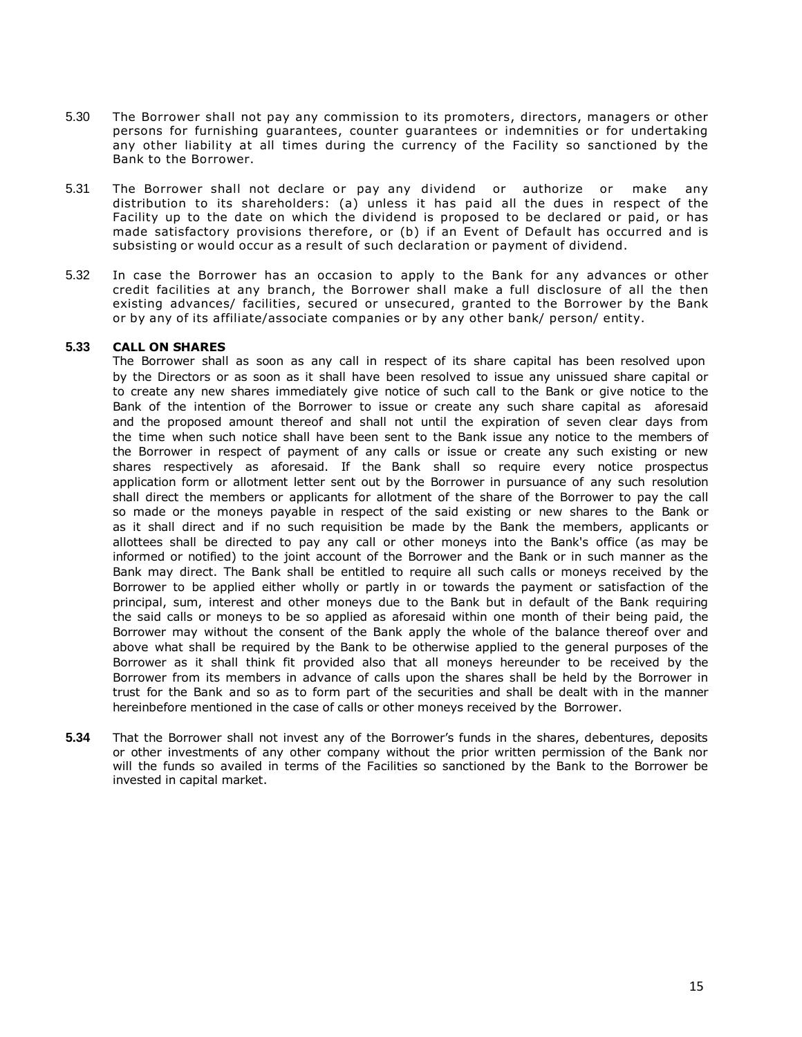5.30 The Borrower shall not pay any commission to its promoters, directors, managers or other persons for furnishing guarantees, counter guarantees or indemnities or for undertaking any other liability at all times during the currency of the Facility so sanctioned by the Bank to the Borrower.

5.31 The Borrower shall not declare or pay any dividend or authorize or make any distribution to its shareholders: (a) unless it has paid all the dues in respect of the Facility up to the date on which the dividend is proposed to be declared or paid, or has made satisfactory provisions therefore, or (b) if an Event of Default has occurred and is subsisting or would occur as a result of such declaration or payment of dividend.

5.32 In case the Borrower has an occasion to apply to the Bank for any advances or other credit facilities at any branch, the Borrower shall make a full disclosure of all the then existing advances/ facilities, secured or unsecured, granted to the Borrower by the Bank or by any of its affiliate/associate companies or by any other bank/ person/ entity.

**5.33 CALL ON SHARES**

The Borrower shall as soon as any call in respect of its share capital has been resolved upon by the Directors or as soon as it shall have been resolved to issue any unissued share capital or to create any new shares immediately give notice of such call to the Bank or give notice to the Bank of the intention of the Borrower to issue or create any such share capital as aforesaid and the proposed amount thereof and shall not until the expiration of seven clear days from the time when such notice shall have been sent to the Bank issue any notice to the members of the Borrower in respect of payment of any calls or issue or create any such existing or new shares respectively as aforesaid. If the Bank shall so require every notice prospectus application form or allotment letter sent out by the Borrower in pursuance of any such resolution shall direct the members or applicants for allotment of the share of the Borrower to pay the call so made or the moneys payable in respect of the said existing or new shares to the Bank or as it shall direct and if no such requisition be made by the Bank the members, applicants or allottees shall be directed to pay any call or other moneys into the Bank's office (as may be informed or notified) to the joint account of the Borrower and the Bank or in such manner as the Bank may direct. The Bank shall be entitled to require all such calls or moneys received by the Borrower to be applied either wholly or partly in or towards the payment or satisfaction of the principal, sum, interest and other moneys due to the Bank but in default of the Bank requiring the said calls or moneys to be so applied as aforesaid within one month of their being paid, the Borrower may without the consent of the Bank apply the whole of the balance thereof over and above what shall be required by the Bank to be otherwise applied to the general purposes of the Borrower as it shall think fit provided also that all moneys hereunder to be received by the Borrower from its members in advance of calls upon the shares shall be held by the Borrower in trust for the Bank and so as to form part of the securities and shall be dealt with in the manner hereinbefore mentioned in the case of calls or other moneys received by the Borrower.

**5.34** That the Borrower shall not invest any of the Borrower's funds in the shares, debentures, deposits or other investments of any other company without the prior written permission of the Bank nor will the funds so availed in terms of the Facilities so sanctioned by the Bank to the Borrower be invested in capital market.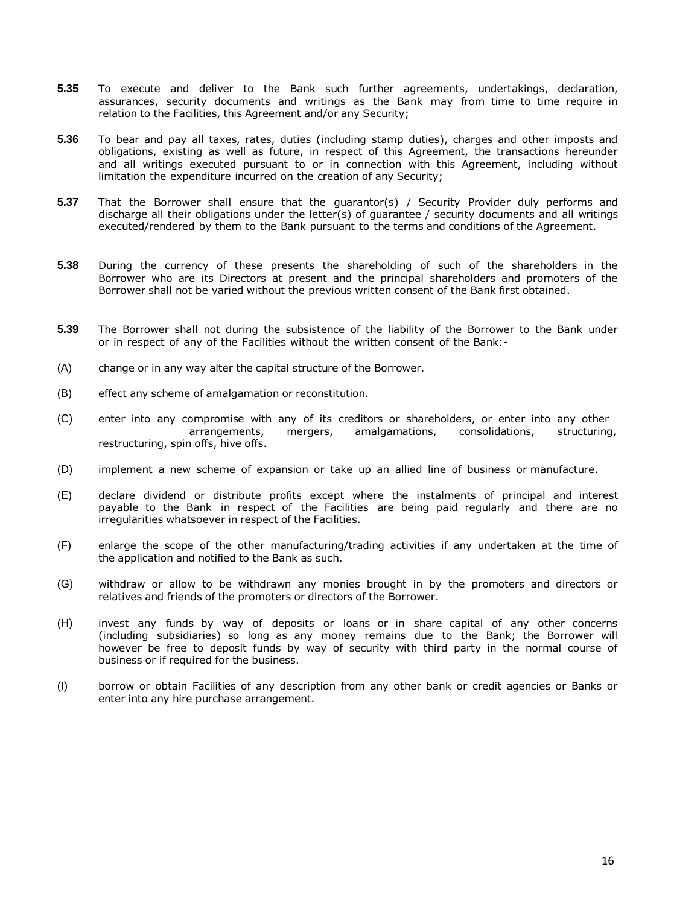**5.35** To execute and deliver to the Bank such further agreements, undertakings, declaration, assurances, security documents and writings as the Bank may from time to time require in relation to the Facilities, this Agreement and/or any Security;

**5.36** To bear and pay all taxes, rates, duties (including stamp duties), charges and other imposts and obligations, existing as well as future, in respect of this Agreement, the transactions hereunder and all writings executed pursuant to or in connection with this Agreement, including without limitation the expenditure incurred on the creation of any Security;

**5.37** That the Borrower shall ensure that the guarantor(s) / Security Provider duly performs and discharge all their obligations under the letter(s) of guarantee / security documents and all writings executed/rendered by them to the Bank pursuant to the terms and conditions of the Agreement.

**5.38** During the currency of these presents the shareholding of such of the shareholders in the Borrower who are its Directors at present and the principal shareholders and promoters of the Borrower shall not be varied without the previous written consent of the Bank first obtained.

**5.39** The Borrower shall not during the subsistence of the liability of the Borrower to the Bank under or in respect of any of the Facilities without the written consent of the Bank:-

(A) change or in any way alter the capital structure of the Borrower.

(B) effect any scheme of amalgamation or reconstitution.

(C) enter into any compromise with any of its creditors or shareholders, or enter into any other arrangements, mergers, amalgamations, consolidations, structuring, restructuring, spin offs, hive offs.

(D) implement a new scheme of expansion or take up an allied line of business or manufacture.

(E) declare dividend or distribute profits except where the instalments of principal and interest payable to the Bank in respect of the Facilities are being paid regularly and there are no irregularities whatsoever in respect of the Facilities.

(F) enlarge the scope of the other manufacturing/trading activities if any undertaken at the time of the application and notified to the Bank as such.

(G) withdraw or allow to be withdrawn any monies brought in by the promoters and directors or relatives and friends of the promoters or directors of the Borrower.

(H) invest any funds by way of deposits or loans or in share capital of any other concerns (including subsidiaries) so long as any money remains due to the Bank; the Borrower will however be free to deposit funds by way of security with third party in the normal course of business or if required for the business.

(I) borrow or obtain Facilities of any description from any other bank or credit agencies or Banks or enter into any hire purchase arrangement.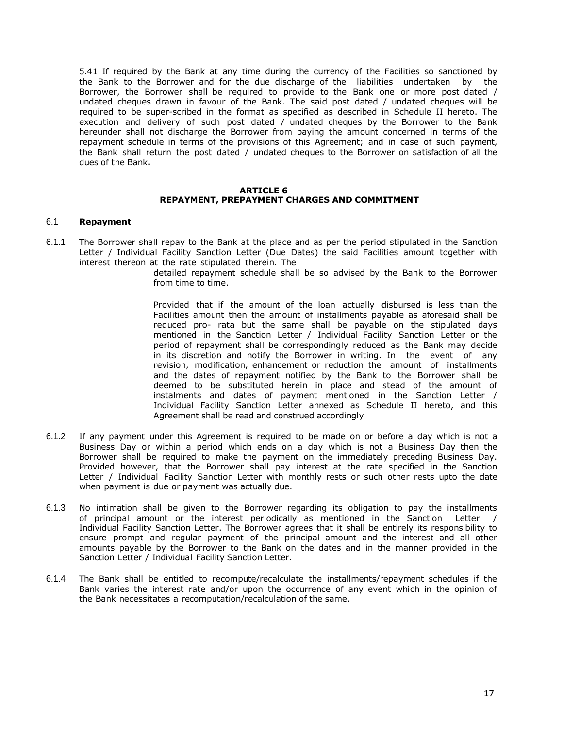5.41 If required by the Bank at any time during the currency of the Facilities so sanctioned by the Bank to the Borrower and for the due discharge of the liabilities undertaken by the Borrower, the Borrower shall be required to provide to the Bank one or more post dated / undated cheques drawn in favour of the Bank. The said post dated / undated cheques will be required to be super-scribed in the format as specified as described in Schedule II hereto. The execution and delivery of such post dated / undated cheques by the Borrower to the Bank hereunder shall not discharge the Borrower from paying the amount concerned in terms of the repayment schedule in terms of the provisions of this Agreement; and in case of such payment, the Bank shall return the post dated / undated cheques to the Borrower on satisfaction of all the dues of the Bank**.**

## ARTICLE 6
## REPAYMENT, PREPAYMENT CHARGES AND COMMITMENT

### 6.1 Repayment

6.1.1 The Borrower shall repay to the Bank at the place and as per the period stipulated in the Sanction Letter / Individual Facility Sanction Letter (Due Dates) the said Facilities amount together with interest thereon at the rate stipulated therein. The detailed repayment schedule shall be so advised by the Bank to the Borrower from time to time.

Provided that if the amount of the loan actually disbursed is less than the Facilities amount then the amount of installments payable as aforesaid shall be reduced pro- rata but the same shall be payable on the stipulated days mentioned in the Sanction Letter / Individual Facility Sanction Letter or the period of repayment shall be correspondingly reduced as the Bank may decide in its discretion and notify the Borrower in writing. In the event of any revision, modification, enhancement or reduction the amount of installments and the dates of repayment notified by the Bank to the Borrower shall be deemed to be substituted herein in place and stead of the amount of instalments and dates of payment mentioned in the Sanction Letter / Individual Facility Sanction Letter annexed as Schedule II hereto, and this Agreement shall be read and construed accordingly

6.1.2 If any payment under this Agreement is required to be made on or before a day which is not a Business Day or within a period which ends on a day which is not a Business Day then the Borrower shall be required to make the payment on the immediately preceding Business Day. Provided however, that the Borrower shall pay interest at the rate specified in the Sanction Letter / Individual Facility Sanction Letter with monthly rests or such other rests upto the date when payment is due or payment was actually due.

6.1.3 No intimation shall be given to the Borrower regarding its obligation to pay the installments of principal amount or the interest periodically as mentioned in the Sanction Letter / Individual Facility Sanction Letter. The Borrower agrees that it shall be entirely its responsibility to ensure prompt and regular payment of the principal amount and the interest and all other amounts payable by the Borrower to the Bank on the dates and in the manner provided in the Sanction Letter / Individual Facility Sanction Letter.

6.1.4 The Bank shall be entitled to recompute/recalculate the installments/repayment schedules if the Bank varies the interest rate and/or upon the occurrence of any event which in the opinion of the Bank necessitates a recomputation/recalculation of the same.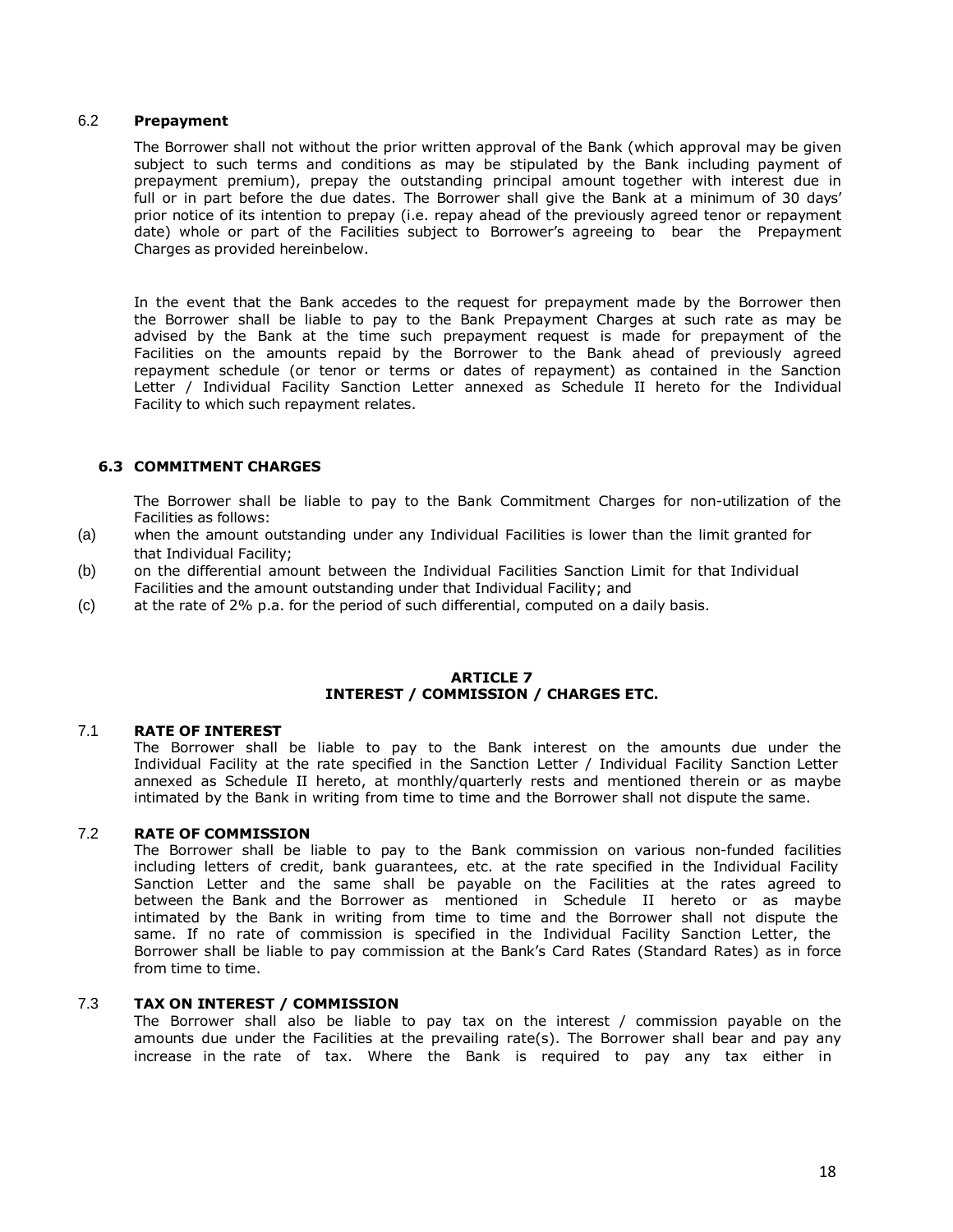### 6.2 **Prepayment**

The Borrower shall not without the prior written approval of the Bank (which approval may be given subject to such terms and conditions as may be stipulated by the Bank including payment of prepayment premium), prepay the outstanding principal amount together with interest due in full or in part before the due dates. The Borrower shall give the Bank at a minimum of 30 days' prior notice of its intention to prepay (i.e. repay ahead of the previously agreed tenor or repayment date) whole or part of the Facilities subject to Borrower's agreeing to bear the Prepayment Charges as provided hereinbelow.

In the event that the Bank accedes to the request for prepayment made by the Borrower then the Borrower shall be liable to pay to the Bank Prepayment Charges at such rate as may be advised by the Bank at the time such prepayment request is made for prepayment of the Facilities on the amounts repaid by the Borrower to the Bank ahead of previously agreed repayment schedule (or tenor or terms or dates of repayment) as contained in the Sanction Letter / Individual Facility Sanction Letter annexed as Schedule II hereto for the Individual Facility to which such repayment relates.

### 6.3 COMMITMENT CHARGES

The Borrower shall be liable to pay to the Bank Commitment Charges for non-utilization of the Facilities as follows:

(a) when the amount outstanding under any Individual Facilities is lower than the limit granted for that Individual Facility;

(b) on the differential amount between the Individual Facilities Sanction Limit for that Individual Facilities and the amount outstanding under that Individual Facility; and

(c) at the rate of 2% p.a. for the period of such differential, computed on a daily basis.

## ARTICLE 7
## INTEREST / COMMISSION / CHARGES ETC.

### 7.1 RATE OF INTEREST

The Borrower shall be liable to pay to the Bank interest on the amounts due under the Individual Facility at the rate specified in the Sanction Letter / Individual Facility Sanction Letter annexed as Schedule II hereto, at monthly/quarterly rests and mentioned therein or as maybe intimated by the Bank in writing from time to time and the Borrower shall not dispute the same.

### 7.2 RATE OF COMMISSION

The Borrower shall be liable to pay to the Bank commission on various non-funded facilities including letters of credit, bank guarantees, etc. at the rate specified in the Individual Facility Sanction Letter and the same shall be payable on the Facilities at the rates agreed to between the Bank and the Borrower as mentioned in Schedule II hereto or as maybe intimated by the Bank in writing from time to time and the Borrower shall not dispute the same. If no rate of commission is specified in the Individual Facility Sanction Letter, the Borrower shall be liable to pay commission at the Bank's Card Rates (Standard Rates) as in force from time to time.

### 7.3 TAX ON INTEREST / COMMISSION

The Borrower shall also be liable to pay tax on the interest / commission payable on the amounts due under the Facilities at the prevailing rate(s). The Borrower shall bear and pay any increase in the rate of tax. Where the Bank is required to pay any tax either in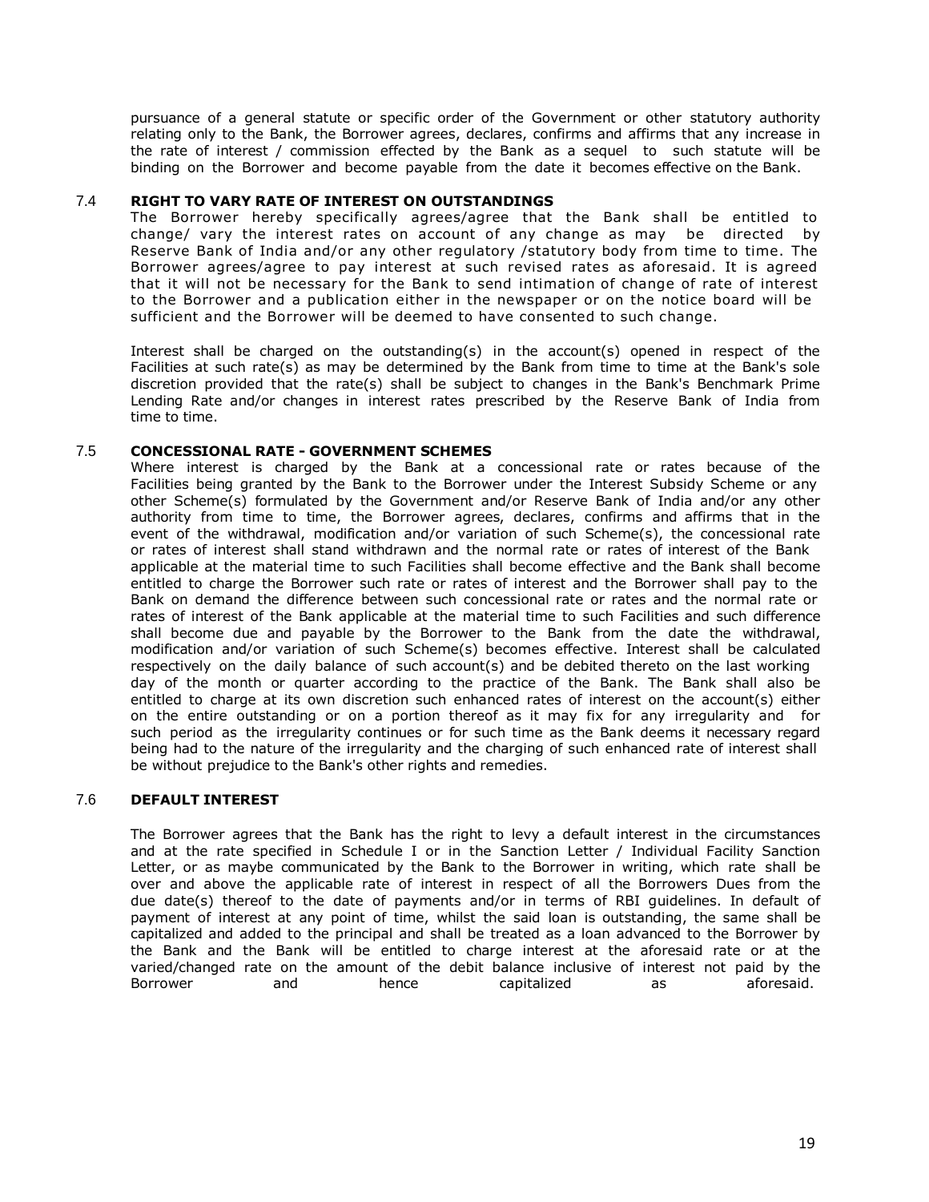pursuance of a general statute or specific order of the Government or other statutory authority relating only to the Bank, the Borrower agrees, declares, confirms and affirms that any increase in the rate of interest / commission effected by the Bank as a sequel to such statute will be binding on the Borrower and become payable from the date it becomes effective on the Bank.

### 7.4 RIGHT TO VARY RATE OF INTEREST ON OUTSTANDINGS

The Borrower hereby specifically agrees/agree that the Bank shall be entitled to change/ vary the interest rates on account of any change as may be directed by Reserve Bank of India and/or any other regulatory /statutory body from time to time. The Borrower agrees/agree to pay interest at such revised rates as aforesaid. It is agreed that it will not be necessary for the Bank to send intimation of change of rate of interest to the Borrower and a publication either in the newspaper or on the notice board will be sufficient and the Borrower will be deemed to have consented to such change.

Interest shall be charged on the outstanding(s) in the account(s) opened in respect of the Facilities at such rate(s) as may be determined by the Bank from time to time at the Bank's sole discretion provided that the rate(s) shall be subject to changes in the Bank's Benchmark Prime Lending Rate and/or changes in interest rates prescribed by the Reserve Bank of India from time to time.

### 7.5 CONCESSIONAL RATE - GOVERNMENT SCHEMES

Where interest is charged by the Bank at a concessional rate or rates because of the Facilities being granted by the Bank to the Borrower under the Interest Subsidy Scheme or any other Scheme(s) formulated by the Government and/or Reserve Bank of India and/or any other authority from time to time, the Borrower agrees, declares, confirms and affirms that in the event of the withdrawal, modification and/or variation of such Scheme(s), the concessional rate or rates of interest shall stand withdrawn and the normal rate or rates of interest of the Bank applicable at the material time to such Facilities shall become effective and the Bank shall become entitled to charge the Borrower such rate or rates of interest and the Borrower shall pay to the Bank on demand the difference between such concessional rate or rates and the normal rate or rates of interest of the Bank applicable at the material time to such Facilities and such difference shall become due and payable by the Borrower to the Bank from the date the withdrawal, modification and/or variation of such Scheme(s) becomes effective. Interest shall be calculated respectively on the daily balance of such account(s) and be debited thereto on the last working day of the month or quarter according to the practice of the Bank. The Bank shall also be entitled to charge at its own discretion such enhanced rates of interest on the account(s) either on the entire outstanding or on a portion thereof as it may fix for any irregularity and for such period as the irregularity continues or for such time as the Bank deems it necessary regard being had to the nature of the irregularity and the charging of such enhanced rate of interest shall be without prejudice to the Bank's other rights and remedies.

### 7.6 DEFAULT INTEREST

The Borrower agrees that the Bank has the right to levy a default interest in the circumstances and at the rate specified in Schedule I or in the Sanction Letter / Individual Facility Sanction Letter, or as maybe communicated by the Bank to the Borrower in writing, which rate shall be over and above the applicable rate of interest in respect of all the Borrowers Dues from the due date(s) thereof to the date of payments and/or in terms of RBI guidelines. In default of payment of interest at any point of time, whilst the said loan is outstanding, the same shall be capitalized and added to the principal and shall be treated as a loan advanced to the Borrower by the Bank and the Bank will be entitled to charge interest at the aforesaid rate or at the varied/changed rate on the amount of the debit balance inclusive of interest not paid by the Borrower and hence capitalized as aforesaid.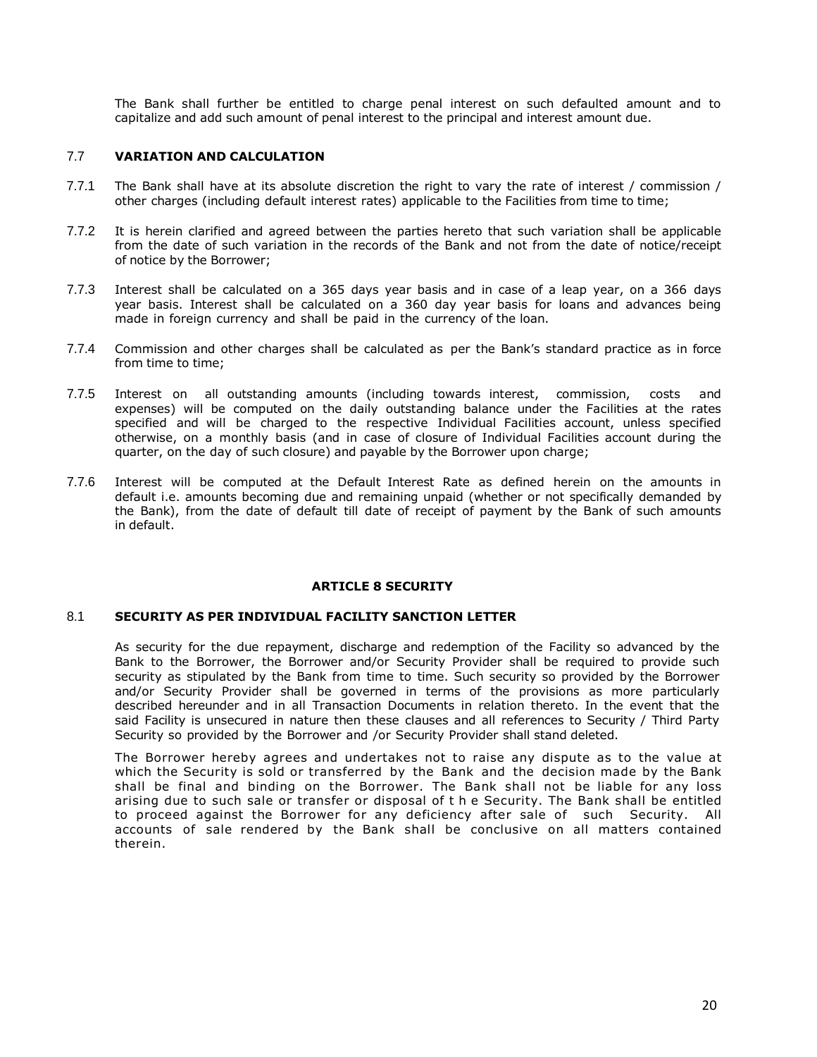The Bank shall further be entitled to charge penal interest on such defaulted amount and to capitalize and add such amount of penal interest to the principal and interest amount due.

### 7.7 VARIATION AND CALCULATION

7.7.1 The Bank shall have at its absolute discretion the right to vary the rate of interest / commission / other charges (including default interest rates) applicable to the Facilities from time to time;

7.7.2 It is herein clarified and agreed between the parties hereto that such variation shall be applicable from the date of such variation in the records of the Bank and not from the date of notice/receipt of notice by the Borrower;

7.7.3 Interest shall be calculated on a 365 days year basis and in case of a leap year, on a 366 days year basis. Interest shall be calculated on a 360 day year basis for loans and advances being made in foreign currency and shall be paid in the currency of the loan.

7.7.4 Commission and other charges shall be calculated as per the Bank's standard practice as in force from time to time;

7.7.5 Interest on all outstanding amounts (including towards interest, commission, costs and expenses) will be computed on the daily outstanding balance under the Facilities at the rates specified and will be charged to the respective Individual Facilities account, unless specified otherwise, on a monthly basis (and in case of closure of Individual Facilities account during the quarter, on the day of such closure) and payable by the Borrower upon charge;

7.7.6 Interest will be computed at the Default Interest Rate as defined herein on the amounts in default i.e. amounts becoming due and remaining unpaid (whether or not specifically demanded by the Bank), from the date of default till date of receipt of payment by the Bank of such amounts in default.

## ARTICLE 8 SECURITY

### 8.1 SECURITY AS PER INDIVIDUAL FACILITY SANCTION LETTER

As security for the due repayment, discharge and redemption of the Facility so advanced by the Bank to the Borrower, the Borrower and/or Security Provider shall be required to provide such security as stipulated by the Bank from time to time. Such security so provided by the Borrower and/or Security Provider shall be governed in terms of the provisions as more particularly described hereunder and in all Transaction Documents in relation thereto. In the event that the said Facility is unsecured in nature then these clauses and all references to Security / Third Party Security so provided by the Borrower and /or Security Provider shall stand deleted.

The Borrower hereby agrees and undertakes not to raise any dispute as to the value at which the Security is sold or transferred by the Bank and the decision made by the Bank shall be final and binding on the Borrower. The Bank shall not be liable for any loss arising due to such sale or transfer or disposal of the Security. The Bank shall be entitled to proceed against the Borrower for any deficiency after sale of such Security. All accounts of sale rendered by the Bank shall be conclusive on all matters contained therein.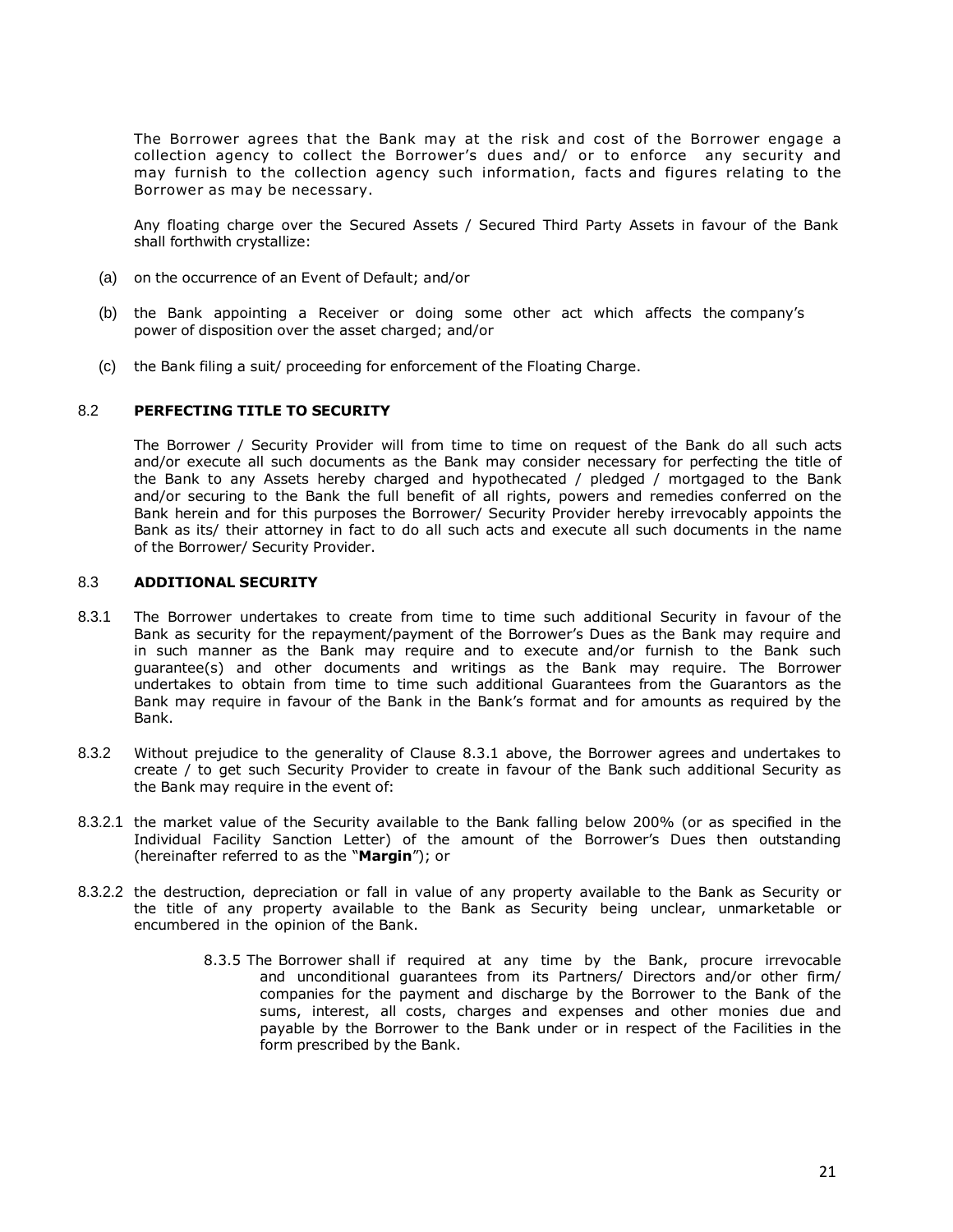The Borrower agrees that the Bank may at the risk and cost of the Borrower engage a collection agency to collect the Borrower's dues and/ or to enforce any security and may furnish to the collection agency such information, facts and figures relating to the Borrower as may be necessary.

Any floating charge over the Secured Assets / Secured Third Party Assets in favour of the Bank shall forthwith crystallize:

(a) on the occurrence of an Event of Default; and/or

(b) the Bank appointing a Receiver or doing some other act which affects the company's power of disposition over the asset charged; and/or

(c) the Bank filing a suit/ proceeding for enforcement of the Floating Charge.

### 8.2 PERFECTING TITLE TO SECURITY

The Borrower / Security Provider will from time to time on request of the Bank do all such acts and/or execute all such documents as the Bank may consider necessary for perfecting the title of the Bank to any Assets hereby charged and hypothecated / pledged / mortgaged to the Bank and/or securing to the Bank the full benefit of all rights, powers and remedies conferred on the Bank herein and for this purposes the Borrower/ Security Provider hereby irrevocably appoints the Bank as its/ their attorney in fact to do all such acts and execute all such documents in the name of the Borrower/ Security Provider.

### 8.3 ADDITIONAL SECURITY

8.3.1 The Borrower undertakes to create from time to time such additional Security in favour of the Bank as security for the repayment/payment of the Borrower's Dues as the Bank may require and in such manner as the Bank may require and to execute and/or furnish to the Bank such guarantee(s) and other documents and writings as the Bank may require. The Borrower undertakes to obtain from time to time such additional Guarantees from the Guarantors as the Bank may require in favour of the Bank in the Bank's format and for amounts as required by the Bank.

8.3.2 Without prejudice to the generality of Clause 8.3.1 above, the Borrower agrees and undertakes to create / to get such Security Provider to create in favour of the Bank such additional Security as the Bank may require in the event of:

8.3.2.1 the market value of the Security available to the Bank falling below 200% (or as specified in the Individual Facility Sanction Letter) of the amount of the Borrower's Dues then outstanding (hereinafter referred to as the "**Margin**"); or

8.3.2.2 the destruction, depreciation or fall in value of any property available to the Bank as Security or the title of any property available to the Bank as Security being unclear, unmarketable or encumbered in the opinion of the Bank.

8.3.5 The Borrower shall if required at any time by the Bank, procure irrevocable and unconditional guarantees from its Partners/ Directors and/or other firm/ companies for the payment and discharge by the Borrower to the Bank of the sums, interest, all costs, charges and expenses and other monies due and payable by the Borrower to the Bank under or in respect of the Facilities in the form prescribed by the Bank.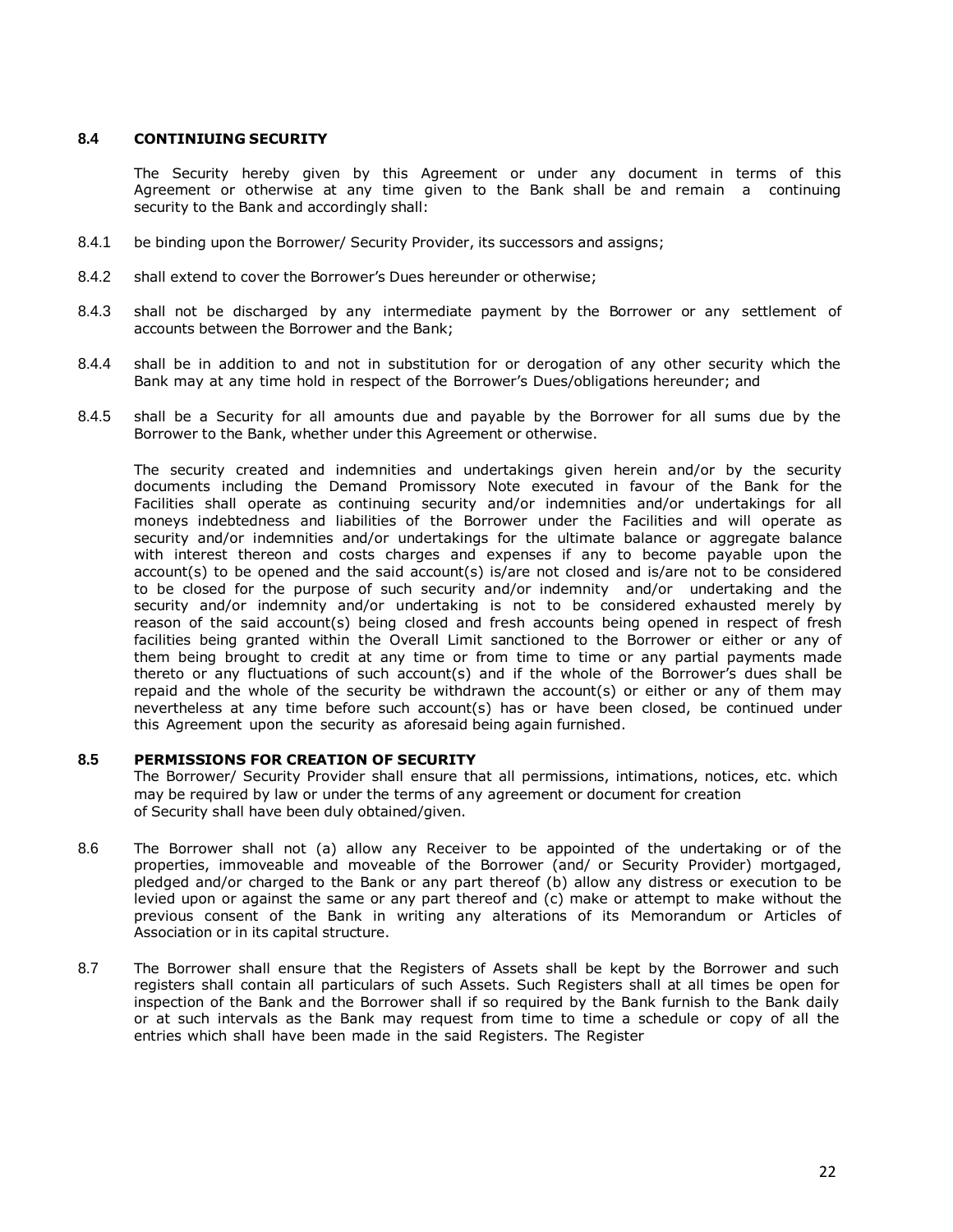### 8.4 CONTINIUING SECURITY

The Security hereby given by this Agreement or under any document in terms of this Agreement or otherwise at any time given to the Bank shall be and remain a continuing security to the Bank and accordingly shall:

8.4.1 be binding upon the Borrower/ Security Provider, its successors and assigns;

8.4.2 shall extend to cover the Borrower's Dues hereunder or otherwise;

8.4.3 shall not be discharged by any intermediate payment by the Borrower or any settlement of accounts between the Borrower and the Bank;

8.4.4 shall be in addition to and not in substitution for or derogation of any other security which the Bank may at any time hold in respect of the Borrower's Dues/obligations hereunder; and

8.4.5 shall be a Security for all amounts due and payable by the Borrower for all sums due by the Borrower to the Bank, whether under this Agreement or otherwise.

The security created and indemnities and undertakings given herein and/or by the security documents including the Demand Promissory Note executed in favour of the Bank for the Facilities shall operate as continuing security and/or indemnities and/or undertakings for all moneys indebtedness and liabilities of the Borrower under the Facilities and will operate as security and/or indemnities and/or undertakings for the ultimate balance or aggregate balance with interest thereon and costs charges and expenses if any to become payable upon the account(s) to be opened and the said account(s) is/are not closed and is/are not to be considered to be closed for the purpose of such security and/or indemnity and/or undertaking and the security and/or indemnity and/or undertaking is not to be considered exhausted merely by reason of the said account(s) being closed and fresh accounts being opened in respect of fresh facilities being granted within the Overall Limit sanctioned to the Borrower or either or any of them being brought to credit at any time or from time to time or any partial payments made thereto or any fluctuations of such account(s) and if the whole of the Borrower's dues shall be repaid and the whole of the security be withdrawn the account(s) or either or any of them may nevertheless at any time before such account(s) has or have been closed, be continued under this Agreement upon the security as aforesaid being again furnished.

### 8.5 PERMISSIONS FOR CREATION OF SECURITY

The Borrower/ Security Provider shall ensure that all permissions, intimations, notices, etc. which may be required by law or under the terms of any agreement or document for creation of Security shall have been duly obtained/given.

8.6 The Borrower shall not (a) allow any Receiver to be appointed of the undertaking or of the properties, immoveable and moveable of the Borrower (and/ or Security Provider) mortgaged, pledged and/or charged to the Bank or any part thereof (b) allow any distress or execution to be levied upon or against the same or any part thereof and (c) make or attempt to make without the previous consent of the Bank in writing any alterations of its Memorandum or Articles of Association or in its capital structure.

8.7 The Borrower shall ensure that the Registers of Assets shall be kept by the Borrower and such registers shall contain all particulars of such Assets. Such Registers shall at all times be open for inspection of the Bank and the Borrower shall if so required by the Bank furnish to the Bank daily or at such intervals as the Bank may request from time to time a schedule or copy of all the entries which shall have been made in the said Registers. The Register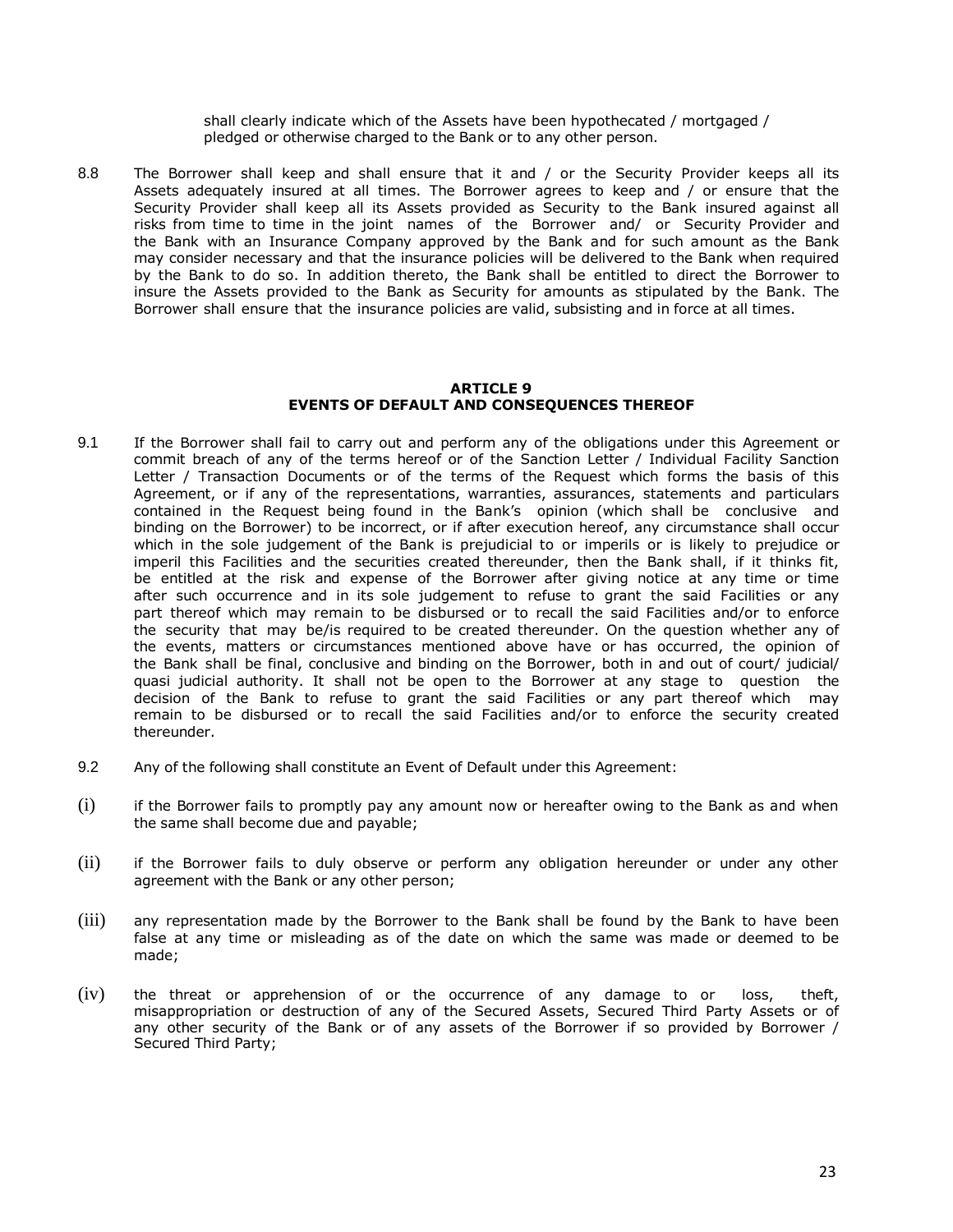shall clearly indicate which of the Assets have been hypothecated / mortgaged / pledged or otherwise charged to the Bank or to any other person.

8.8 The Borrower shall keep and shall ensure that it and / or the Security Provider keeps all its Assets adequately insured at all times. The Borrower agrees to keep and / or ensure that the Security Provider shall keep all its Assets provided as Security to the Bank insured against all risks from time to time in the joint names of the Borrower and/ or Security Provider and the Bank with an Insurance Company approved by the Bank and for such amount as the Bank may consider necessary and that the insurance policies will be delivered to the Bank when required by the Bank to do so. In addition thereto, the Bank shall be entitled to direct the Borrower to insure the Assets provided to the Bank as Security for amounts as stipulated by the Bank. The Borrower shall ensure that the insurance policies are valid, subsisting and in force at all times.

## ARTICLE 9
## EVENTS OF DEFAULT AND CONSEQUENCES THEREOF

9.1 If the Borrower shall fail to carry out and perform any of the obligations under this Agreement or commit breach of any of the terms hereof or of the Sanction Letter / Individual Facility Sanction Letter / Transaction Documents or of the terms of the Request which forms the basis of this Agreement, or if any of the representations, warranties, assurances, statements and particulars contained in the Request being found in the Bank's opinion (which shall be conclusive and binding on the Borrower) to be incorrect, or if after execution hereof, any circumstance shall occur which in the sole judgement of the Bank is prejudicial to or imperils or is likely to prejudice or imperil this Facilities and the securities created thereunder, then the Bank shall, if it thinks fit, be entitled at the risk and expense of the Borrower after giving notice at any time or time after such occurrence and in its sole judgement to refuse to grant the said Facilities or any part thereof which may remain to be disbursed or to recall the said Facilities and/or to enforce the security that may be/is required to be created thereunder. On the question whether any of the events, matters or circumstances mentioned above have or has occurred, the opinion of the Bank shall be final, conclusive and binding on the Borrower, both in and out of court/ judicial/ quasi judicial authority. It shall not be open to the Borrower at any stage to question the decision of the Bank to refuse to grant the said Facilities or any part thereof which may remain to be disbursed or to recall the said Facilities and/or to enforce the security created thereunder.

9.2 Any of the following shall constitute an Event of Default under this Agreement:

(i) if the Borrower fails to promptly pay any amount now or hereafter owing to the Bank as and when the same shall become due and payable;

(ii) if the Borrower fails to duly observe or perform any obligation hereunder or under any other agreement with the Bank or any other person;

(iii) any representation made by the Borrower to the Bank shall be found by the Bank to have been false at any time or misleading as of the date on which the same was made or deemed to be made;

(iv) the threat or apprehension of or the occurrence of any damage to or loss, theft, misappropriation or destruction of any of the Secured Assets, Secured Third Party Assets or of any other security of the Bank or of any assets of the Borrower if so provided by Borrower / Secured Third Party;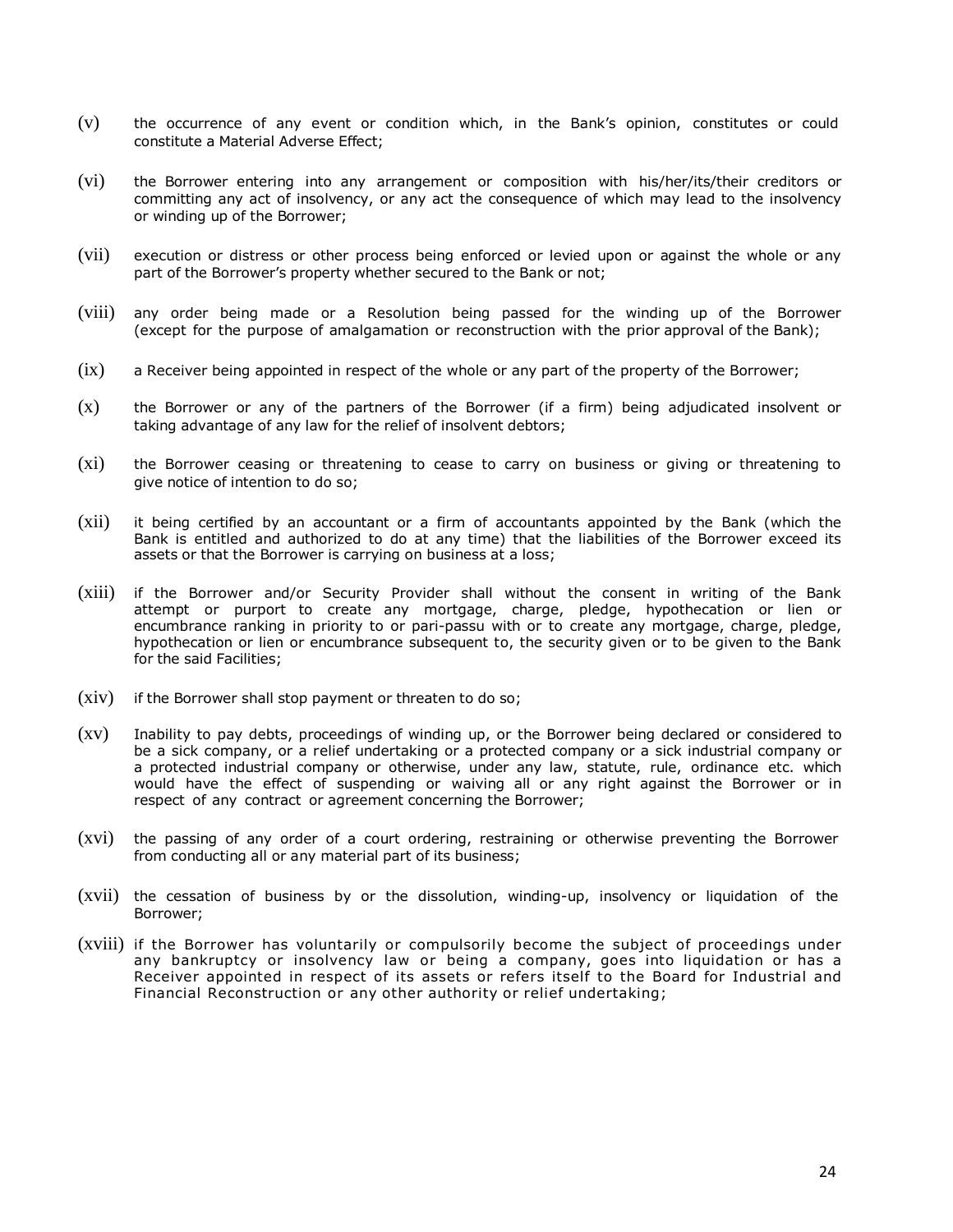(v) the occurrence of any event or condition which, in the Bank's opinion, constitutes or could constitute a Material Adverse Effect;

(vi) the Borrower entering into any arrangement or composition with his/her/its/their creditors or committing any act of insolvency, or any act the consequence of which may lead to the insolvency or winding up of the Borrower;

(vii) execution or distress or other process being enforced or levied upon or against the whole or any part of the Borrower's property whether secured to the Bank or not;

(viii) any order being made or a Resolution being passed for the winding up of the Borrower (except for the purpose of amalgamation or reconstruction with the prior approval of the Bank);

(ix) a Receiver being appointed in respect of the whole or any part of the property of the Borrower;

(x) the Borrower or any of the partners of the Borrower (if a firm) being adjudicated insolvent or taking advantage of any law for the relief of insolvent debtors;

(xi) the Borrower ceasing or threatening to cease to carry on business or giving or threatening to give notice of intention to do so;

(xii) it being certified by an accountant or a firm of accountants appointed by the Bank (which the Bank is entitled and authorized to do at any time) that the liabilities of the Borrower exceed its assets or that the Borrower is carrying on business at a loss;

(xiii) if the Borrower and/or Security Provider shall without the consent in writing of the Bank attempt or purport to create any mortgage, charge, pledge, hypothecation or lien or encumbrance ranking in priority to or pari-passu with or to create any mortgage, charge, pledge, hypothecation or lien or encumbrance subsequent to, the security given or to be given to the Bank for the said Facilities;

(xiv) if the Borrower shall stop payment or threaten to do so;

(xv) Inability to pay debts, proceedings of winding up, or the Borrower being declared or considered to be a sick company, or a relief undertaking or a protected company or a sick industrial company or a protected industrial company or otherwise, under any law, statute, rule, ordinance etc. which would have the effect of suspending or waiving all or any right against the Borrower or in respect of any contract or agreement concerning the Borrower;

(xvi) the passing of any order of a court ordering, restraining or otherwise preventing the Borrower from conducting all or any material part of its business;

(xvii) the cessation of business by or the dissolution, winding-up, insolvency or liquidation of the Borrower;

(xviii) if the Borrower has voluntarily or compulsorily become the subject of proceedings under any bankruptcy or insolvency law or being a company, goes into liquidation or has a Receiver appointed in respect of its assets or refers itself to the Board for Industrial and Financial Reconstruction or any other authority or relief undertaking;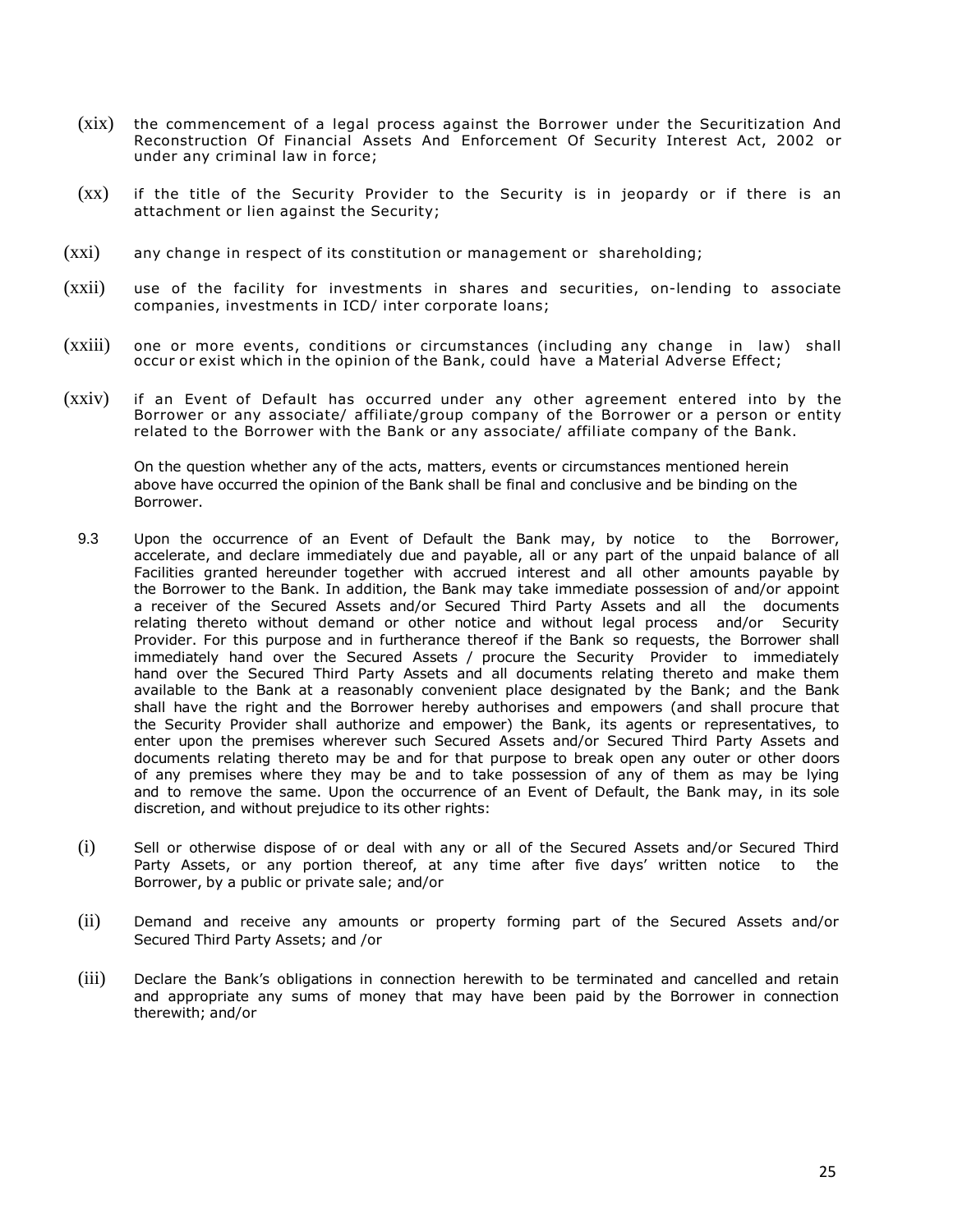(xix) the commencement of a legal process against the Borrower under the Securitization And Reconstruction Of Financial Assets And Enforcement Of Security Interest Act, 2002 or under any criminal law in force;

(xx) if the title of the Security Provider to the Security is in jeopardy or if there is an attachment or lien against the Security;

(xxi) any change in respect of its constitution or management or shareholding;

(xxii) use of the facility for investments in shares and securities, on-lending to associate companies, investments in ICD/ inter corporate loans;

(xxiii) one or more events, conditions or circumstances (including any change in law) shall occur or exist which in the opinion of the Bank, could have a Material Adverse Effect;

(xxiv) if an Event of Default has occurred under any other agreement entered into by the Borrower or any associate/ affiliate/group company of the Borrower or a person or entity related to the Borrower with the Bank or any associate/ affiliate company of the Bank.

On the question whether any of the acts, matters, events or circumstances mentioned herein above have occurred the opinion of the Bank shall be final and conclusive and be binding on the Borrower.

9.3 Upon the occurrence of an Event of Default the Bank may, by notice to the Borrower, accelerate, and declare immediately due and payable, all or any part of the unpaid balance of all Facilities granted hereunder together with accrued interest and all other amounts payable by the Borrower to the Bank. In addition, the Bank may take immediate possession of and/or appoint a receiver of the Secured Assets and/or Secured Third Party Assets and all the documents relating thereto without demand or other notice and without legal process and/or Security Provider. For this purpose and in furtherance thereof if the Bank so requests, the Borrower shall immediately hand over the Secured Assets / procure the Security Provider to immediately hand over the Secured Third Party Assets and all documents relating thereto and make them available to the Bank at a reasonably convenient place designated by the Bank; and the Bank shall have the right and the Borrower hereby authorises and empowers (and shall procure that the Security Provider shall authorize and empower) the Bank, its agents or representatives, to enter upon the premises wherever such Secured Assets and/or Secured Third Party Assets and documents relating thereto may be and for that purpose to break open any outer or other doors of any premises where they may be and to take possession of any of them as may be lying and to remove the same. Upon the occurrence of an Event of Default, the Bank may, in its sole discretion, and without prejudice to its other rights:

(i) Sell or otherwise dispose of or deal with any or all of the Secured Assets and/or Secured Third Party Assets, or any portion thereof, at any time after five days' written notice to the Borrower, by a public or private sale; and/or

(ii) Demand and receive any amounts or property forming part of the Secured Assets and/or Secured Third Party Assets; and /or

(iii) Declare the Bank's obligations in connection herewith to be terminated and cancelled and retain and appropriate any sums of money that may have been paid by the Borrower in connection therewith; and/or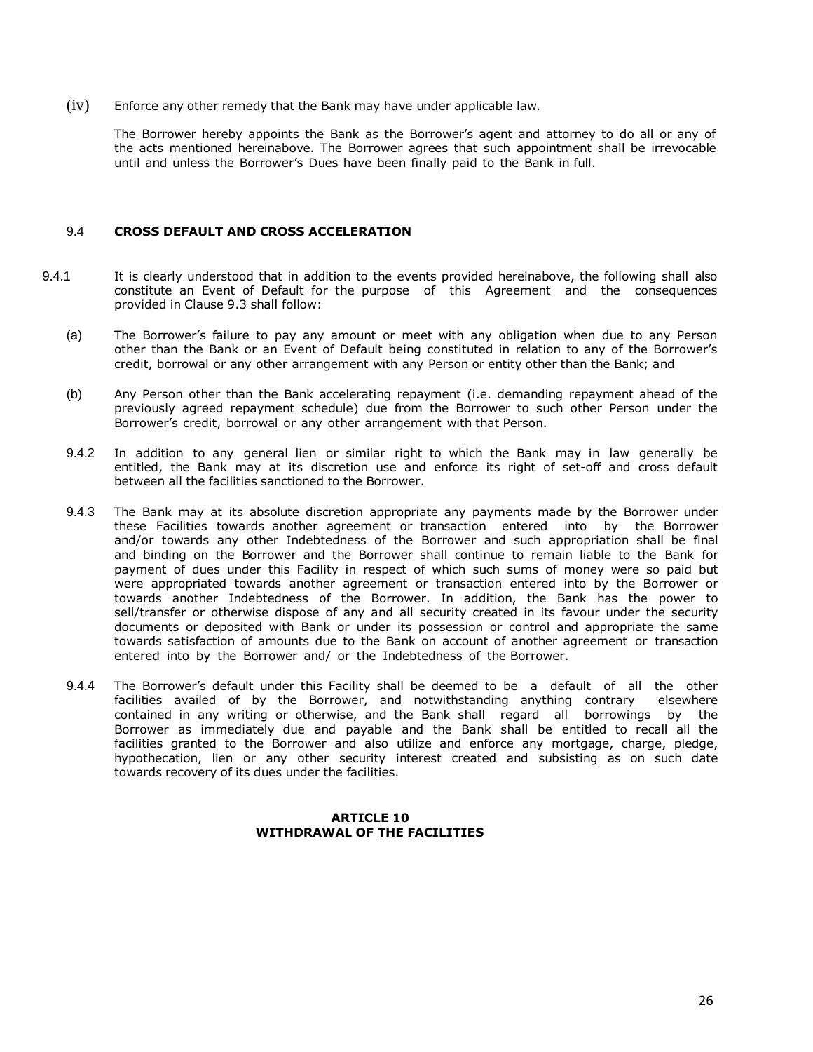(iv) Enforce any other remedy that the Bank may have under applicable law.

The Borrower hereby appoints the Bank as the Borrower's agent and attorney to do all or any of the acts mentioned hereinabove. The Borrower agrees that such appointment shall be irrevocable until and unless the Borrower's Dues have been finally paid to the Bank in full.

### 9.4 CROSS DEFAULT AND CROSS ACCELERATION

9.4.1 It is clearly understood that in addition to the events provided hereinabove, the following shall also constitute an Event of Default for the purpose of this Agreement and the consequences provided in Clause 9.3 shall follow:

(a) The Borrower's failure to pay any amount or meet with any obligation when due to any Person other than the Bank or an Event of Default being constituted in relation to any of the Borrower's credit, borrowal or any other arrangement with any Person or entity other than the Bank; and

(b) Any Person other than the Bank accelerating repayment (i.e. demanding repayment ahead of the previously agreed repayment schedule) due from the Borrower to such other Person under the Borrower's credit, borrowal or any other arrangement with that Person.

9.4.2 In addition to any general lien or similar right to which the Bank may in law generally be entitled, the Bank may at its discretion use and enforce its right of set-off and cross default between all the facilities sanctioned to the Borrower.

9.4.3 The Bank may at its absolute discretion appropriate any payments made by the Borrower under these Facilities towards another agreement or transaction entered into by the Borrower and/or towards any other Indebtedness of the Borrower and such appropriation shall be final and binding on the Borrower and the Borrower shall continue to remain liable to the Bank for payment of dues under this Facility in respect of which such sums of money were so paid but were appropriated towards another agreement or transaction entered into by the Borrower or towards another Indebtedness of the Borrower. In addition, the Bank has the power to sell/transfer or otherwise dispose of any and all security created in its favour under the security documents or deposited with Bank or under its possession or control and appropriate the same towards satisfaction of amounts due to the Bank on account of another agreement or transaction entered into by the Borrower and/ or the Indebtedness of the Borrower.

9.4.4 The Borrower's default under this Facility shall be deemed to be a default of all the other facilities availed of by the Borrower, and notwithstanding anything contrary elsewhere contained in any writing or otherwise, and the Bank shall regard all borrowings by the Borrower as immediately due and payable and the Bank shall be entitled to recall all the facilities granted to the Borrower and also utilize and enforce any mortgage, charge, pledge, hypothecation, lien or any other security interest created and subsisting as on such date towards recovery of its dues under the facilities.

## ARTICLE 10
## WITHDRAWAL OF THE FACILITIES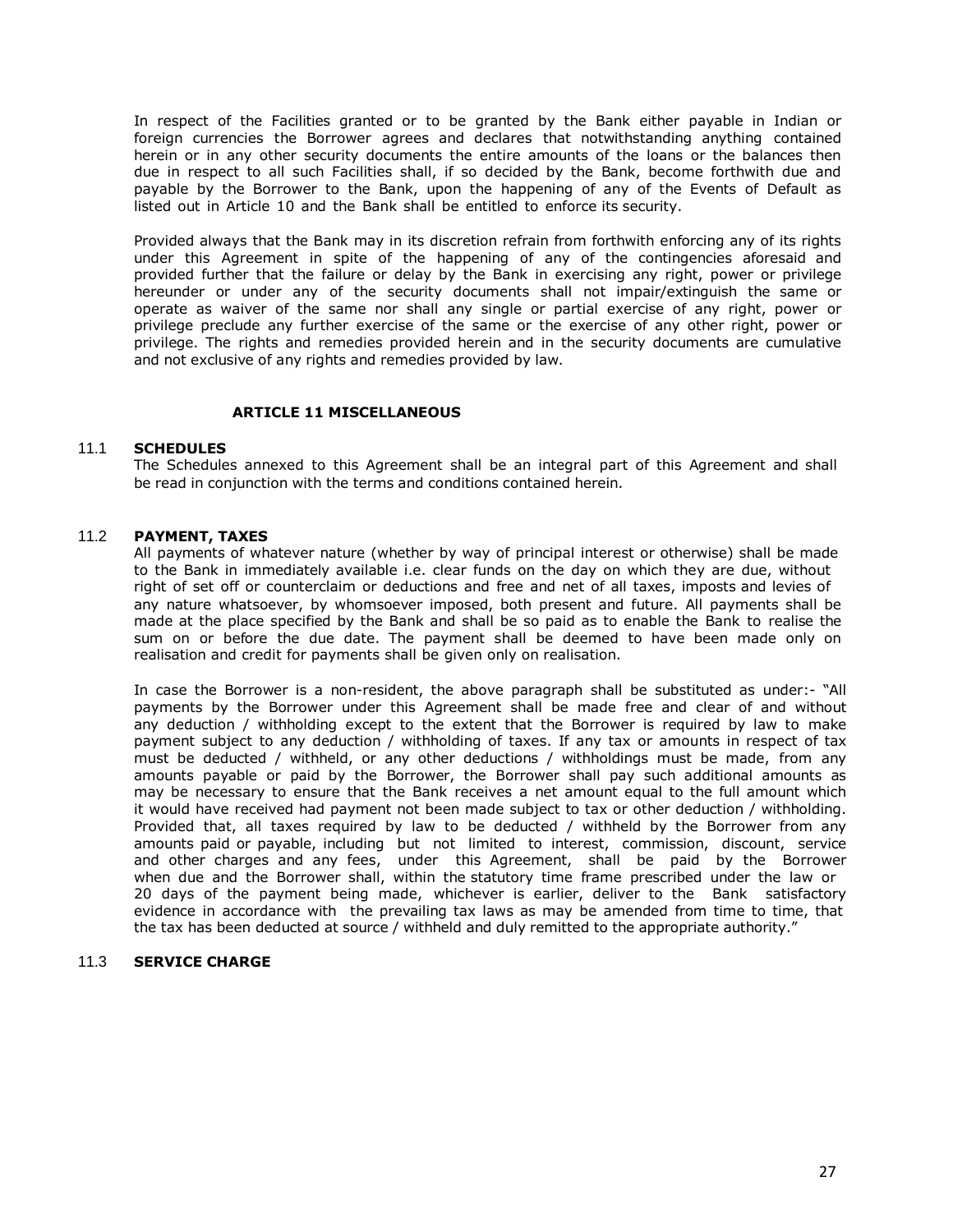In respect of the Facilities granted or to be granted by the Bank either payable in Indian or foreign currencies the Borrower agrees and declares that notwithstanding anything contained herein or in any other security documents the entire amounts of the loans or the balances then due in respect to all such Facilities shall, if so decided by the Bank, become forthwith due and payable by the Borrower to the Bank, upon the happening of any of the Events of Default as listed out in Article 10 and the Bank shall be entitled to enforce its security.

Provided always that the Bank may in its discretion refrain from forthwith enforcing any of its rights under this Agreement in spite of the happening of any of the contingencies aforesaid and provided further that the failure or delay by the Bank in exercising any right, power or privilege hereunder or under any of the security documents shall not impair/extinguish the same or operate as waiver of the same nor shall any single or partial exercise of any right, power or privilege preclude any further exercise of the same or the exercise of any other right, power or privilege. The rights and remedies provided herein and in the security documents are cumulative and not exclusive of any rights and remedies provided by law.

## ARTICLE 11 MISCELLANEOUS

### 11.1 SCHEDULES

The Schedules annexed to this Agreement shall be an integral part of this Agreement and shall be read in conjunction with the terms and conditions contained herein.

### 11.2 PAYMENT, TAXES

All payments of whatever nature (whether by way of principal interest or otherwise) shall be made to the Bank in immediately available i.e. clear funds on the day on which they are due, without right of set off or counterclaim or deductions and free and net of all taxes, imposts and levies of any nature whatsoever, by whomsoever imposed, both present and future. All payments shall be made at the place specified by the Bank and shall be so paid as to enable the Bank to realise the sum on or before the due date. The payment shall be deemed to have been made only on realisation and credit for payments shall be given only on realisation.

In case the Borrower is a non-resident, the above paragraph shall be substituted as under:- "All payments by the Borrower under this Agreement shall be made free and clear of and without any deduction / withholding except to the extent that the Borrower is required by law to make payment subject to any deduction / withholding of taxes. If any tax or amounts in respect of tax must be deducted / withheld, or any other deductions / withholdings must be made, from any amounts payable or paid by the Borrower, the Borrower shall pay such additional amounts as may be necessary to ensure that the Bank receives a net amount equal to the full amount which it would have received had payment not been made subject to tax or other deduction / withholding. Provided that, all taxes required by law to be deducted / withheld by the Borrower from any amounts paid or payable, including but not limited to interest, commission, discount, service and other charges and any fees, under this Agreement, shall be paid by the Borrower when due and the Borrower shall, within the statutory time frame prescribed under the law or 20 days of the payment being made, whichever is earlier, deliver to the Bank satisfactory evidence in accordance with the prevailing tax laws as may be amended from time to time, that the tax has been deducted at source / withheld and duly remitted to the appropriate authority."

### 11.3 SERVICE CHARGE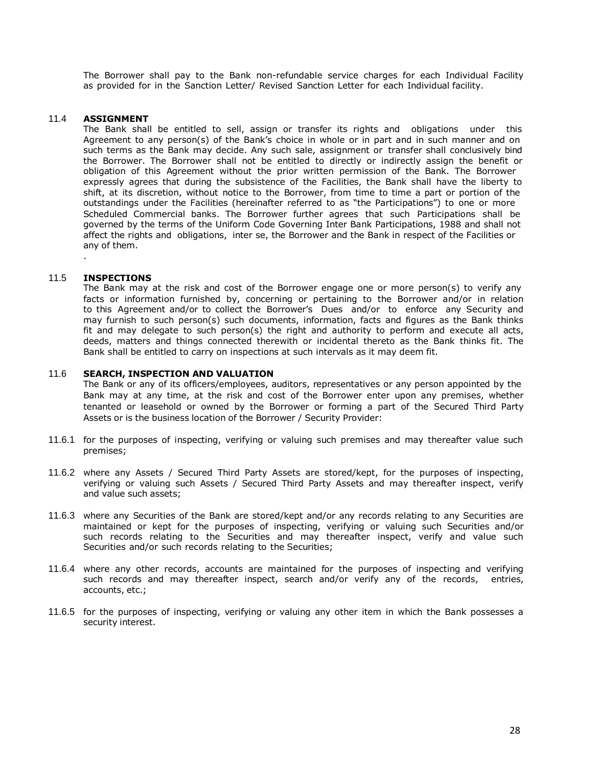The Borrower shall pay to the Bank non-refundable service charges for each Individual Facility as provided for in the Sanction Letter/ Revised Sanction Letter for each Individual facility.

**11.4 ASSIGNMENT**

The Bank shall be entitled to sell, assign or transfer its rights and obligations under this Agreement to any person(s) of the Bank's choice in whole or in part and in such manner and on such terms as the Bank may decide. Any such sale, assignment or transfer shall conclusively bind the Borrower. The Borrower shall not be entitled to directly or indirectly assign the benefit or obligation of this Agreement without the prior written permission of the Bank. The Borrower expressly agrees that during the subsistence of the Facilities, the Bank shall have the liberty to shift, at its discretion, without notice to the Borrower, from time to time a part or portion of the outstandings under the Facilities (hereinafter referred to as "the Participations") to one or more Scheduled Commercial banks. The Borrower further agrees that such Participations shall be governed by the terms of the Uniform Code Governing Inter Bank Participations, 1988 and shall not affect the rights and obligations, inter se, the Borrower and the Bank in respect of the Facilities or any of them.

.

**11.5 INSPECTIONS**

The Bank may at the risk and cost of the Borrower engage one or more person(s) to verify any facts or information furnished by, concerning or pertaining to the Borrower and/or in relation to this Agreement and/or to collect the Borrower's Dues and/or to enforce any Security and may furnish to such person(s) such documents, information, facts and figures as the Bank thinks fit and may delegate to such person(s) the right and authority to perform and execute all acts, deeds, matters and things connected therewith or incidental thereto as the Bank thinks fit. The Bank shall be entitled to carry on inspections at such intervals as it may deem fit.

**11.6 SEARCH, INSPECTION AND VALUATION**

The Bank or any of its officers/employees, auditors, representatives or any person appointed by the Bank may at any time, at the risk and cost of the Borrower enter upon any premises, whether tenanted or leasehold or owned by the Borrower or forming a part of the Secured Third Party Assets or is the business location of the Borrower / Security Provider:

11.6.1 for the purposes of inspecting, verifying or valuing such premises and may thereafter value such premises;

11.6.2 where any Assets / Secured Third Party Assets are stored/kept, for the purposes of inspecting, verifying or valuing such Assets / Secured Third Party Assets and may thereafter inspect, verify and value such assets;

11.6.3 where any Securities of the Bank are stored/kept and/or any records relating to any Securities are maintained or kept for the purposes of inspecting, verifying or valuing such Securities and/or such records relating to the Securities and may thereafter inspect, verify and value such Securities and/or such records relating to the Securities;

11.6.4 where any other records, accounts are maintained for the purposes of inspecting and verifying such records and may thereafter inspect, search and/or verify any of the records, entries, accounts, etc.;

11.6.5 for the purposes of inspecting, verifying or valuing any other item in which the Bank possesses a security interest.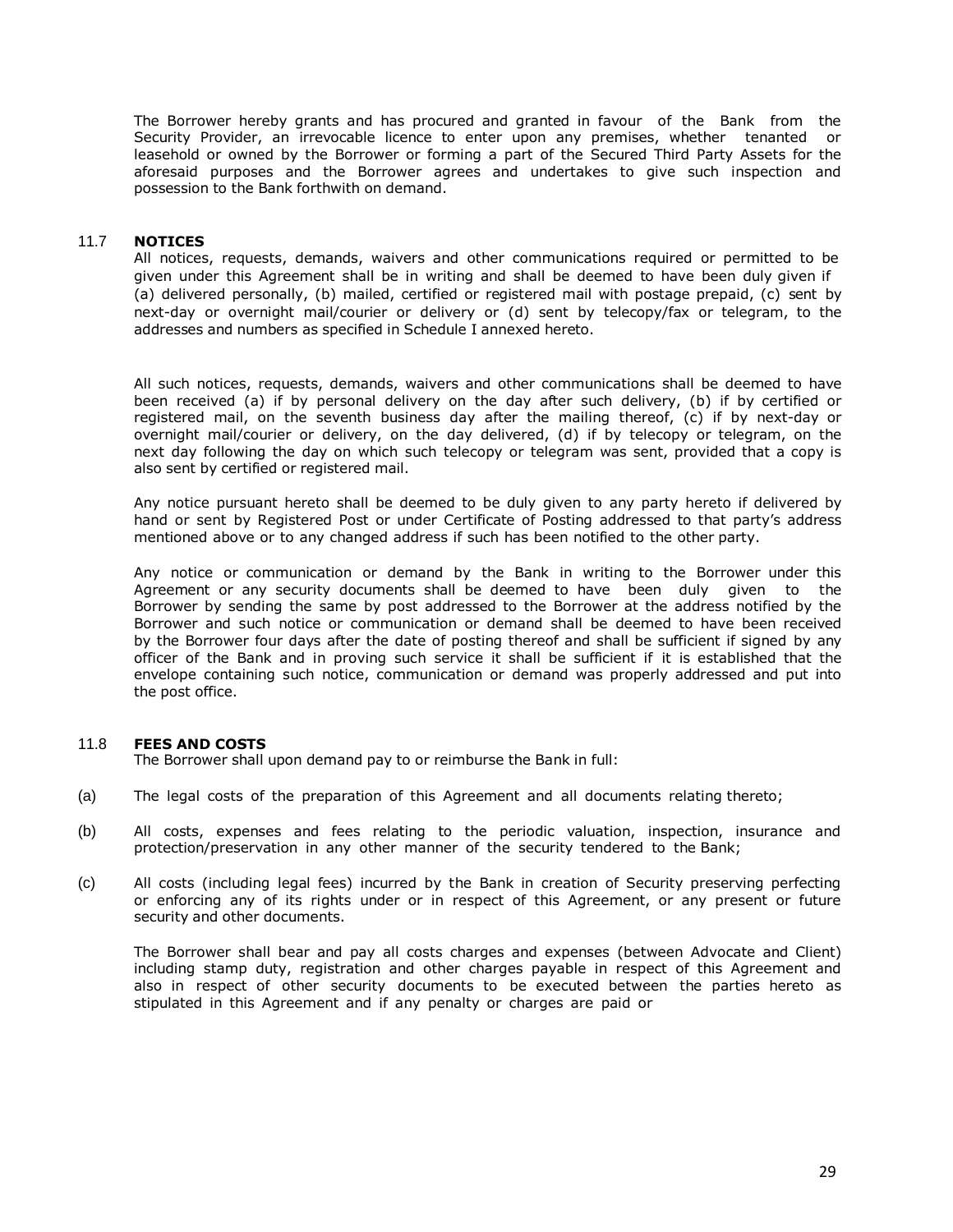The Borrower hereby grants and has procured and granted in favour of the Bank from the Security Provider, an irrevocable licence to enter upon any premises, whether tenanted or leasehold or owned by the Borrower or forming a part of the Secured Third Party Assets for the aforesaid purposes and the Borrower agrees and undertakes to give such inspection and possession to the Bank forthwith on demand.

### 11.7 NOTICES

All notices, requests, demands, waivers and other communications required or permitted to be given under this Agreement shall be in writing and shall be deemed to have been duly given if (a) delivered personally, (b) mailed, certified or registered mail with postage prepaid, (c) sent by next-day or overnight mail/courier or delivery or (d) sent by telecopy/fax or telegram, to the addresses and numbers as specified in Schedule I annexed hereto.

All such notices, requests, demands, waivers and other communications shall be deemed to have been received (a) if by personal delivery on the day after such delivery, (b) if by certified or registered mail, on the seventh business day after the mailing thereof, (c) if by next-day or overnight mail/courier or delivery, on the day delivered, (d) if by telecopy or telegram, on the next day following the day on which such telecopy or telegram was sent, provided that a copy is also sent by certified or registered mail.

Any notice pursuant hereto shall be deemed to be duly given to any party hereto if delivered by hand or sent by Registered Post or under Certificate of Posting addressed to that party's address mentioned above or to any changed address if such has been notified to the other party.

Any notice or communication or demand by the Bank in writing to the Borrower under this Agreement or any security documents shall be deemed to have been duly given to the Borrower by sending the same by post addressed to the Borrower at the address notified by the Borrower and such notice or communication or demand shall be deemed to have been received by the Borrower four days after the date of posting thereof and shall be sufficient if signed by any officer of the Bank and in proving such service it shall be sufficient if it is established that the envelope containing such notice, communication or demand was properly addressed and put into the post office.

### 11.8 FEES AND COSTS

The Borrower shall upon demand pay to or reimburse the Bank in full:

(a) The legal costs of the preparation of this Agreement and all documents relating thereto;

(b) All costs, expenses and fees relating to the periodic valuation, inspection, insurance and protection/preservation in any other manner of the security tendered to the Bank;

(c) All costs (including legal fees) incurred by the Bank in creation of Security preserving perfecting or enforcing any of its rights under or in respect of this Agreement, or any present or future security and other documents.

The Borrower shall bear and pay all costs charges and expenses (between Advocate and Client) including stamp duty, registration and other charges payable in respect of this Agreement and also in respect of other security documents to be executed between the parties hereto as stipulated in this Agreement and if any penalty or charges are paid or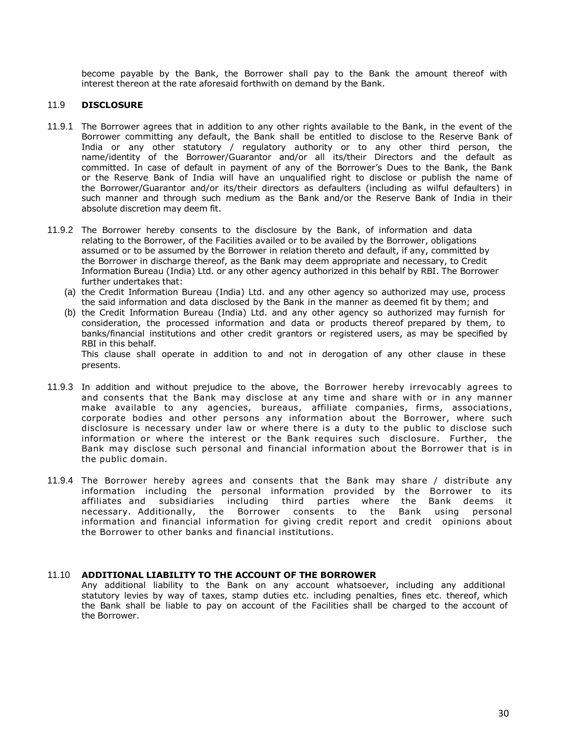become payable by the Bank, the Borrower shall pay to the Bank the amount thereof with interest thereon at the rate aforesaid forthwith on demand by the Bank.

### 11.9 DISCLOSURE

11.9.1 The Borrower agrees that in addition to any other rights available to the Bank, in the event of the Borrower committing any default, the Bank shall be entitled to disclose to the Reserve Bank of India or any other statutory / regulatory authority or to any other third person, the name/identity of the Borrower/Guarantor and/or all its/their Directors and the default as committed. In case of default in payment of any of the Borrower's Dues to the Bank, the Bank or the Reserve Bank of India will have an unqualified right to disclose or publish the name of the Borrower/Guarantor and/or its/their directors as defaulters (including as wilful defaulters) in such manner and through such medium as the Bank and/or the Reserve Bank of India in their absolute discretion may deem fit.

11.9.2 The Borrower hereby consents to the disclosure by the Bank, of information and data relating to the Borrower, of the Facilities availed or to be availed by the Borrower, obligations assumed or to be assumed by the Borrower in relation thereto and default, if any, committed by the Borrower in discharge thereof, as the Bank may deem appropriate and necessary, to Credit Information Bureau (India) Ltd. or any other agency authorized in this behalf by RBI. The Borrower further undertakes that:

(a) the Credit Information Bureau (India) Ltd. and any other agency so authorized may use, process the said information and data disclosed by the Bank in the manner as deemed fit by them; and

(b) the Credit Information Bureau (India) Ltd. and any other agency so authorized may furnish for consideration, the processed information and data or products thereof prepared by them, to banks/financial institutions and other credit grantors or registered users, as may be specified by RBI in this behalf.

This clause shall operate in addition to and not in derogation of any other clause in these presents.

11.9.3 In addition and without prejudice to the above, the Borrower hereby irrevocably agrees to and consents that the Bank may disclose at any time and share with or in any manner make available to any agencies, bureaus, affiliate companies, firms, associations, corporate bodies and other persons any information about the Borrower, where such disclosure is necessary under law or where there is a duty to the public to disclose such information or where the interest or the Bank requires such disclosure. Further, the Bank may disclose such personal and financial information about the Borrower that is in the public domain.

11.9.4 The Borrower hereby agrees and consents that the Bank may share / distribute any information including the personal information provided by the Borrower to its affiliates and subsidiaries including third parties where the Bank deems it necessary. Additionally, the Borrower consents to the Bank using personal information and financial information for giving credit report and credit opinions about the Borrower to other banks and financial institutions.

### 11.10 ADDITIONAL LIABILITY TO THE ACCOUNT OF THE BORROWER

Any additional liability to the Bank on any account whatsoever, including any additional statutory levies by way of taxes, stamp duties etc. including penalties, fines etc. thereof, which the Bank shall be liable to pay on account of the Facilities shall be charged to the account of the Borrower.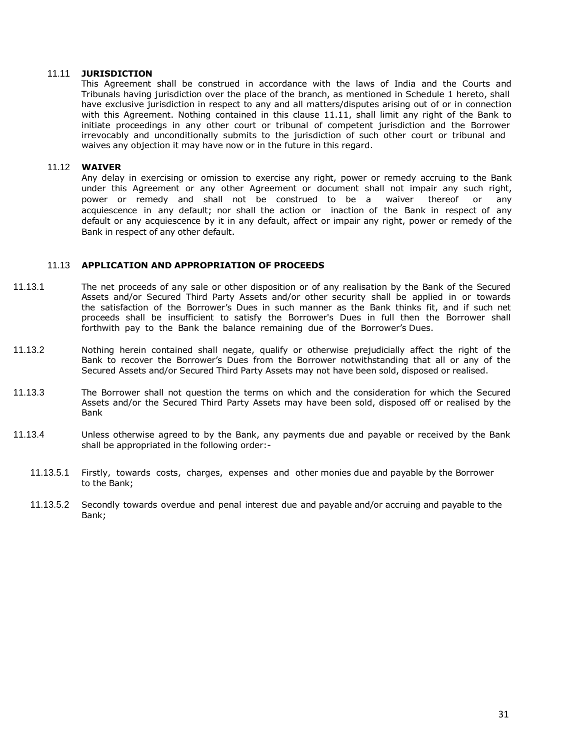### 11.11 JURISDICTION

This Agreement shall be construed in accordance with the laws of India and the Courts and Tribunals having jurisdiction over the place of the branch, as mentioned in Schedule 1 hereto, shall have exclusive jurisdiction in respect to any and all matters/disputes arising out of or in connection with this Agreement. Nothing contained in this clause 11.11, shall limit any right of the Bank to initiate proceedings in any other court or tribunal of competent jurisdiction and the Borrower irrevocably and unconditionally submits to the jurisdiction of such other court or tribunal and waives any objection it may have now or in the future in this regard.

### 11.12 WAIVER

Any delay in exercising or omission to exercise any right, power or remedy accruing to the Bank under this Agreement or any other Agreement or document shall not impair any such right, power or remedy and shall not be construed to be a waiver thereof or any acquiescence in any default; nor shall the action or inaction of the Bank in respect of any default or any acquiescence by it in any default, affect or impair any right, power or remedy of the Bank in respect of any other default.

### 11.13 APPLICATION AND APPROPRIATION OF PROCEEDS

11.13.1 The net proceeds of any sale or other disposition or of any realisation by the Bank of the Secured Assets and/or Secured Third Party Assets and/or other security shall be applied in or towards the satisfaction of the Borrower's Dues in such manner as the Bank thinks fit, and if such net proceeds shall be insufficient to satisfy the Borrower's Dues in full then the Borrower shall forthwith pay to the Bank the balance remaining due of the Borrower's Dues.

11.13.2 Nothing herein contained shall negate, qualify or otherwise prejudicially affect the right of the Bank to recover the Borrower's Dues from the Borrower notwithstanding that all or any of the Secured Assets and/or Secured Third Party Assets may not have been sold, disposed or realised.

11.13.3 The Borrower shall not question the terms on which and the consideration for which the Secured Assets and/or the Secured Third Party Assets may have been sold, disposed off or realised by the Bank

11.13.4 Unless otherwise agreed to by the Bank, any payments due and payable or received by the Bank shall be appropriated in the following order:-

11.13.5.1 Firstly, towards costs, charges, expenses and other monies due and payable by the Borrower to the Bank;

11.13.5.2 Secondly towards overdue and penal interest due and payable and/or accruing and payable to the Bank;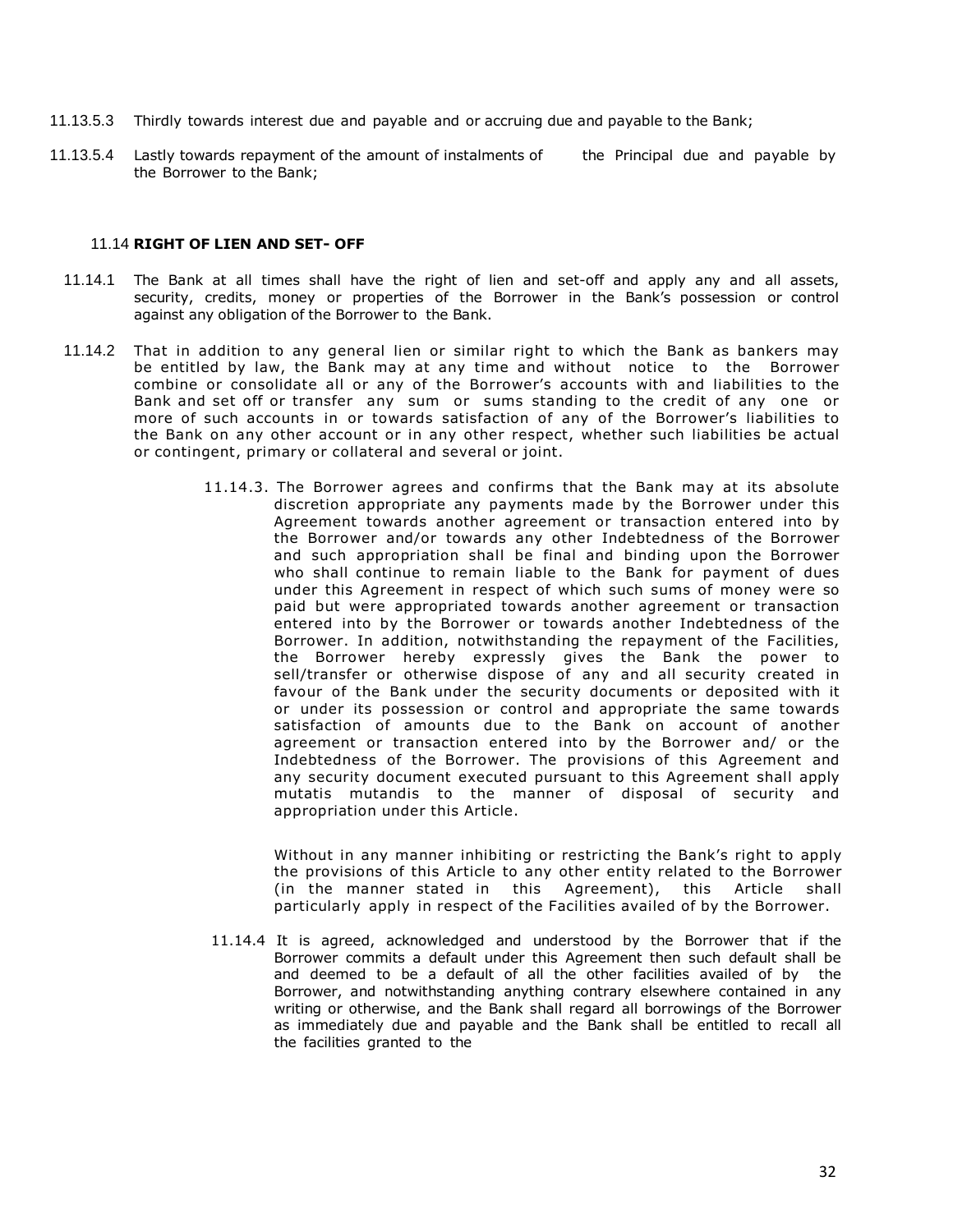11.13.5.3 Thirdly towards interest due and payable and or accruing due and payable to the Bank;

11.13.5.4 Lastly towards repayment of the amount of instalments of the Principal due and payable by the Borrower to the Bank;

### 11.14 **RIGHT OF LIEN AND SET- OFF**

11.14.1 The Bank at all times shall have the right of lien and set-off and apply any and all assets, security, credits, money or properties of the Borrower in the Bank's possession or control against any obligation of the Borrower to the Bank.

11.14.2 That in addition to any general lien or similar right to which the Bank as bankers may be entitled by law, the Bank may at any time and without notice to the Borrower combine or consolidate all or any of the Borrower's accounts with and liabilities to the Bank and set off or transfer any sum or sums standing to the credit of any one or more of such accounts in or towards satisfaction of any of the Borrower's liabilities to the Bank on any other account or in any other respect, whether such liabilities be actual or contingent, primary or collateral and several or joint.

11.14.3. The Borrower agrees and confirms that the Bank may at its absolute discretion appropriate any payments made by the Borrower under this Agreement towards another agreement or transaction entered into by the Borrower and/or towards any other Indebtedness of the Borrower and such appropriation shall be final and binding upon the Borrower who shall continue to remain liable to the Bank for payment of dues under this Agreement in respect of which such sums of money were so paid but were appropriated towards another agreement or transaction entered into by the Borrower or towards another Indebtedness of the Borrower. In addition, notwithstanding the repayment of the Facilities, the Borrower hereby expressly gives the Bank the power to sell/transfer or otherwise dispose of any and all security created in favour of the Bank under the security documents or deposited with it or under its possession or control and appropriate the same towards satisfaction of amounts due to the Bank on account of another agreement or transaction entered into by the Borrower and/ or the Indebtedness of the Borrower. The provisions of this Agreement and any security document executed pursuant to this Agreement shall apply mutatis mutandis to the manner of disposal of security and appropriation under this Article.

Without in any manner inhibiting or restricting the Bank's right to apply the provisions of this Article to any other entity related to the Borrower (in the manner stated in this Agreement), this Article shall particularly apply in respect of the Facilities availed of by the Borrower.

11.14.4 It is agreed, acknowledged and understood by the Borrower that if the Borrower commits a default under this Agreement then such default shall be and deemed to be a default of all the other facilities availed of by the Borrower, and notwithstanding anything contrary elsewhere contained in any writing or otherwise, and the Bank shall regard all borrowings of the Borrower as immediately due and payable and the Bank shall be entitled to recall all the facilities granted to the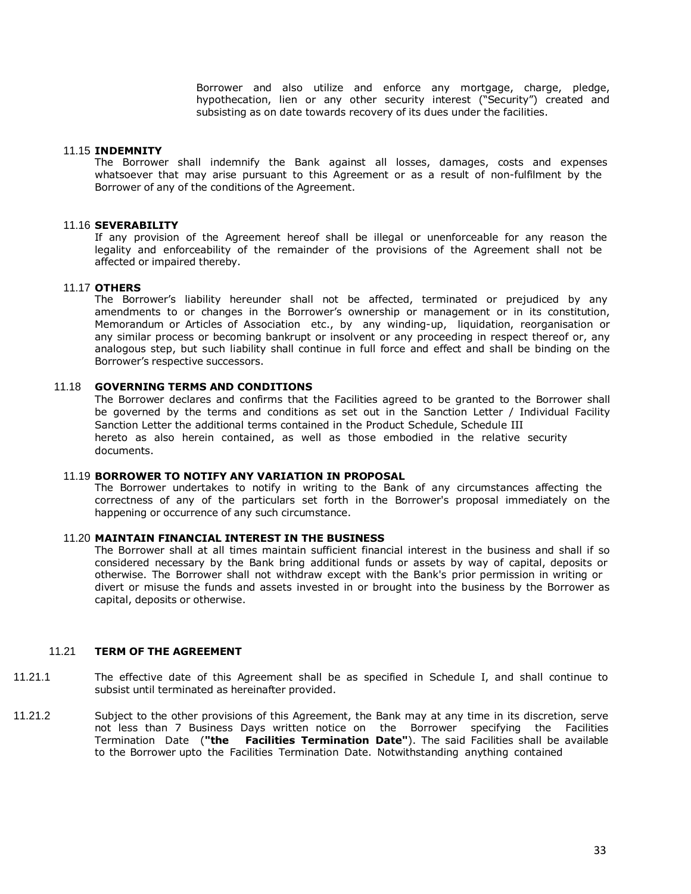Borrower and also utilize and enforce any mortgage, charge, pledge, hypothecation, lien or any other security interest ("Security") created and subsisting as on date towards recovery of its dues under the facilities.

11.15 **INDEMNITY**

The Borrower shall indemnify the Bank against all losses, damages, costs and expenses whatsoever that may arise pursuant to this Agreement or as a result of non-fulfilment by the Borrower of any of the conditions of the Agreement.

11.16 **SEVERABILITY**

If any provision of the Agreement hereof shall be illegal or unenforceable for any reason the legality and enforceability of the remainder of the provisions of the Agreement shall not be affected or impaired thereby.

11.17 **OTHERS**

The Borrower's liability hereunder shall not be affected, terminated or prejudiced by any amendments to or changes in the Borrower's ownership or management or in its constitution, Memorandum or Articles of Association etc., by any winding-up, liquidation, reorganisation or any similar process or becoming bankrupt or insolvent or any proceeding in respect thereof or, any analogous step, but such liability shall continue in full force and effect and shall be binding on the Borrower's respective successors.

11.18 **GOVERNING TERMS AND CONDITIONS**

The Borrower declares and confirms that the Facilities agreed to be granted to the Borrower shall be governed by the terms and conditions as set out in the Sanction Letter / Individual Facility Sanction Letter the additional terms contained in the Product Schedule, Schedule III hereto as also herein contained, as well as those embodied in the relative security documents.

11.19 **BORROWER TO NOTIFY ANY VARIATION IN PROPOSAL**

The Borrower undertakes to notify in writing to the Bank of any circumstances affecting the correctness of any of the particulars set forth in the Borrower's proposal immediately on the happening or occurrence of any such circumstance.

11.20 **MAINTAIN FINANCIAL INTEREST IN THE BUSINESS**

The Borrower shall at all times maintain sufficient financial interest in the business and shall if so considered necessary by the Bank bring additional funds or assets by way of capital, deposits or otherwise. The Borrower shall not withdraw except with the Bank's prior permission in writing or divert or misuse the funds and assets invested in or brought into the business by the Borrower as capital, deposits or otherwise.

11.21 **TERM OF THE AGREEMENT**

11.21.1 The effective date of this Agreement shall be as specified in Schedule I, and shall continue to subsist until terminated as hereinafter provided.

11.21.2 Subject to the other provisions of this Agreement, the Bank may at any time in its discretion, serve not less than 7 Business Days written notice on the Borrower specifying the Facilities Termination Date (**"the Facilities Termination Date"**). The said Facilities shall be available to the Borrower upto the Facilities Termination Date. Notwithstanding anything contained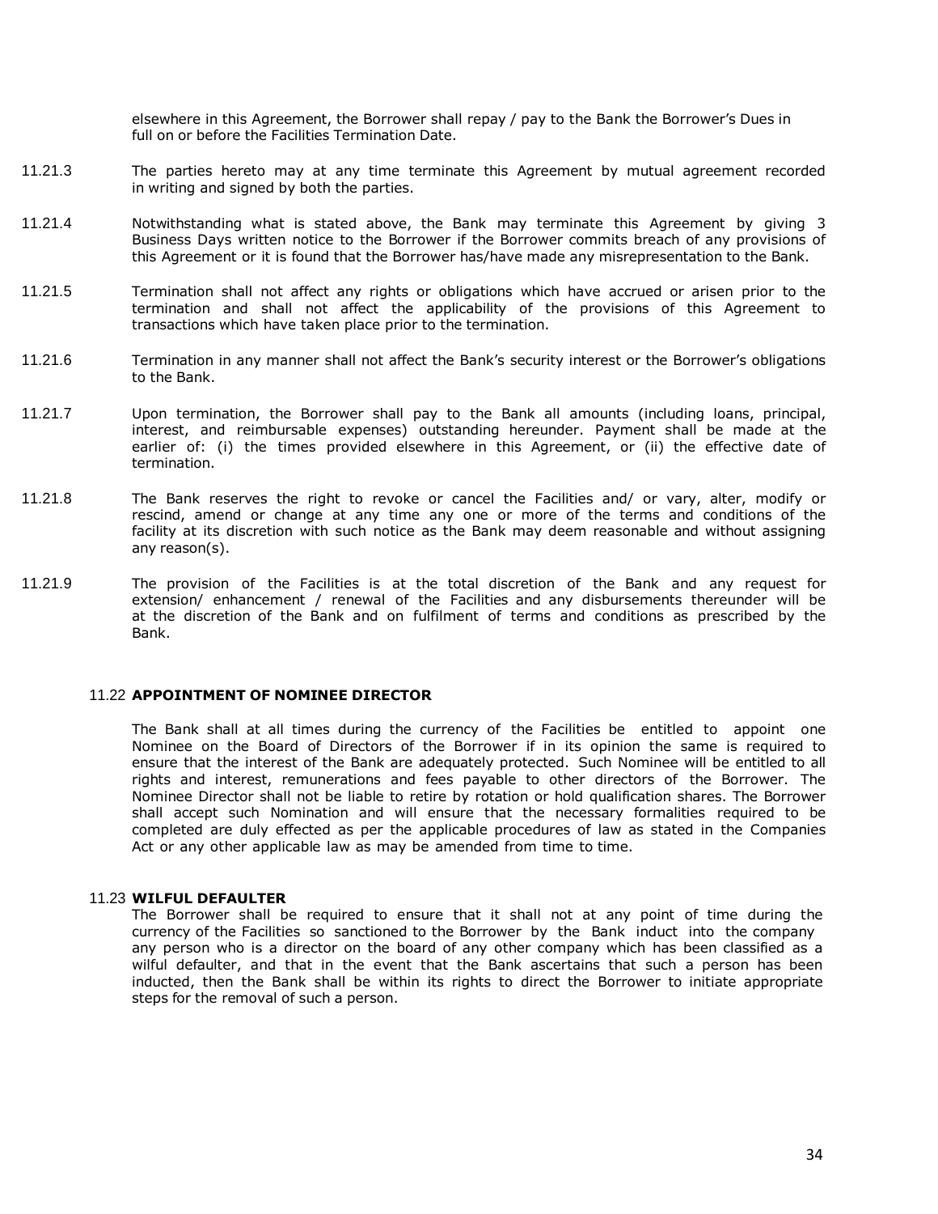elsewhere in this Agreement, the Borrower shall repay / pay to the Bank the Borrower's Dues in full on or before the Facilities Termination Date.

11.21.3 The parties hereto may at any time terminate this Agreement by mutual agreement recorded in writing and signed by both the parties.

11.21.4 Notwithstanding what is stated above, the Bank may terminate this Agreement by giving 3 Business Days written notice to the Borrower if the Borrower commits breach of any provisions of this Agreement or it is found that the Borrower has/have made any misrepresentation to the Bank.

11.21.5 Termination shall not affect any rights or obligations which have accrued or arisen prior to the termination and shall not affect the applicability of the provisions of this Agreement to transactions which have taken place prior to the termination.

11.21.6 Termination in any manner shall not affect the Bank's security interest or the Borrower's obligations to the Bank.

11.21.7 Upon termination, the Borrower shall pay to the Bank all amounts (including loans, principal, interest, and reimbursable expenses) outstanding hereunder. Payment shall be made at the earlier of: (i) the times provided elsewhere in this Agreement, or (ii) the effective date of termination.

11.21.8 The Bank reserves the right to revoke or cancel the Facilities and/ or vary, alter, modify or rescind, amend or change at any time any one or more of the terms and conditions of the facility at its discretion with such notice as the Bank may deem reasonable and without assigning any reason(s).

11.21.9 The provision of the Facilities is at the total discretion of the Bank and any request for extension/ enhancement / renewal of the Facilities and any disbursements thereunder will be at the discretion of the Bank and on fulfilment of terms and conditions as prescribed by the Bank.

11.22 **APPOINTMENT OF NOMINEE DIRECTOR**

The Bank shall at all times during the currency of the Facilities be entitled to appoint one Nominee on the Board of Directors of the Borrower if in its opinion the same is required to ensure that the interest of the Bank are adequately protected. Such Nominee will be entitled to all rights and interest, remunerations and fees payable to other directors of the Borrower. The Nominee Director shall not be liable to retire by rotation or hold qualification shares. The Borrower shall accept such Nomination and will ensure that the necessary formalities required to be completed are duly effected as per the applicable procedures of law as stated in the Companies Act or any other applicable law as may be amended from time to time.

11.23 **WILFUL DEFAULTER**

The Borrower shall be required to ensure that it shall not at any point of time during the currency of the Facilities so sanctioned to the Borrower by the Bank induct into the company any person who is a director on the board of any other company which has been classified as a wilful defaulter, and that in the event that the Bank ascertains that such a person has been inducted, then the Bank shall be within its rights to direct the Borrower to initiate appropriate steps for the removal of such a person.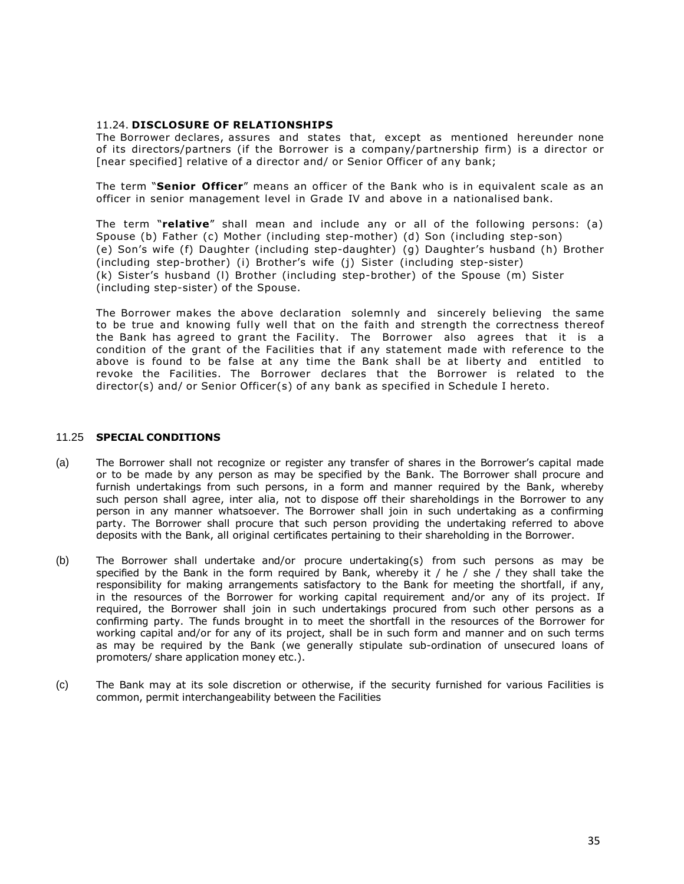### 11.24. DISCLOSURE OF RELATIONSHIPS

The Borrower declares, assures and states that, except as mentioned hereunder none of its directors/partners (if the Borrower is a company/partnership firm) is a director or [near specified] relative of a director and/ or Senior Officer of any bank;

The term "**Senior Officer**" means an officer of the Bank who is in equivalent scale as an officer in senior management level in Grade IV and above in a nationalised bank.

The term "**relative**" shall mean and include any or all of the following persons: (a) Spouse (b) Father (c) Mother (including step-mother) (d) Son (including step-son) (e) Son's wife (f) Daughter (including step-daughter) (g) Daughter's husband (h) Brother (including step-brother) (i) Brother's wife (j) Sister (including step-sister) (k) Sister's husband (l) Brother (including step-brother) of the Spouse (m) Sister (including step-sister) of the Spouse.

The Borrower makes the above declaration solemnly and sincerely believing the same to be true and knowing fully well that on the faith and strength the correctness thereof the Bank has agreed to grant the Facility. The Borrower also agrees that it is a condition of the grant of the Facilities that if any statement made with reference to the above is found to be false at any time the Bank shall be at liberty and entitled to revoke the Facilities. The Borrower declares that the Borrower is related to the director(s) and/ or Senior Officer(s) of any bank as specified in Schedule I hereto.

### 11.25 SPECIAL CONDITIONS

(a) The Borrower shall not recognize or register any transfer of shares in the Borrower's capital made or to be made by any person as may be specified by the Bank. The Borrower shall procure and furnish undertakings from such persons, in a form and manner required by the Bank, whereby such person shall agree, inter alia, not to dispose off their shareholdings in the Borrower to any person in any manner whatsoever. The Borrower shall join in such undertaking as a confirming party. The Borrower shall procure that such person providing the undertaking referred to above deposits with the Bank, all original certificates pertaining to their shareholding in the Borrower.

(b) The Borrower shall undertake and/or procure undertaking(s) from such persons as may be specified by the Bank in the form required by Bank, whereby it / he / she / they shall take the responsibility for making arrangements satisfactory to the Bank for meeting the shortfall, if any, in the resources of the Borrower for working capital requirement and/or any of its project. If required, the Borrower shall join in such undertakings procured from such other persons as a confirming party. The funds brought in to meet the shortfall in the resources of the Borrower for working capital and/or for any of its project, shall be in such form and manner and on such terms as may be required by the Bank (we generally stipulate sub-ordination of unsecured loans of promoters/ share application money etc.).

(c) The Bank may at its sole discretion or otherwise, if the security furnished for various Facilities is common, permit interchangeability between the Facilities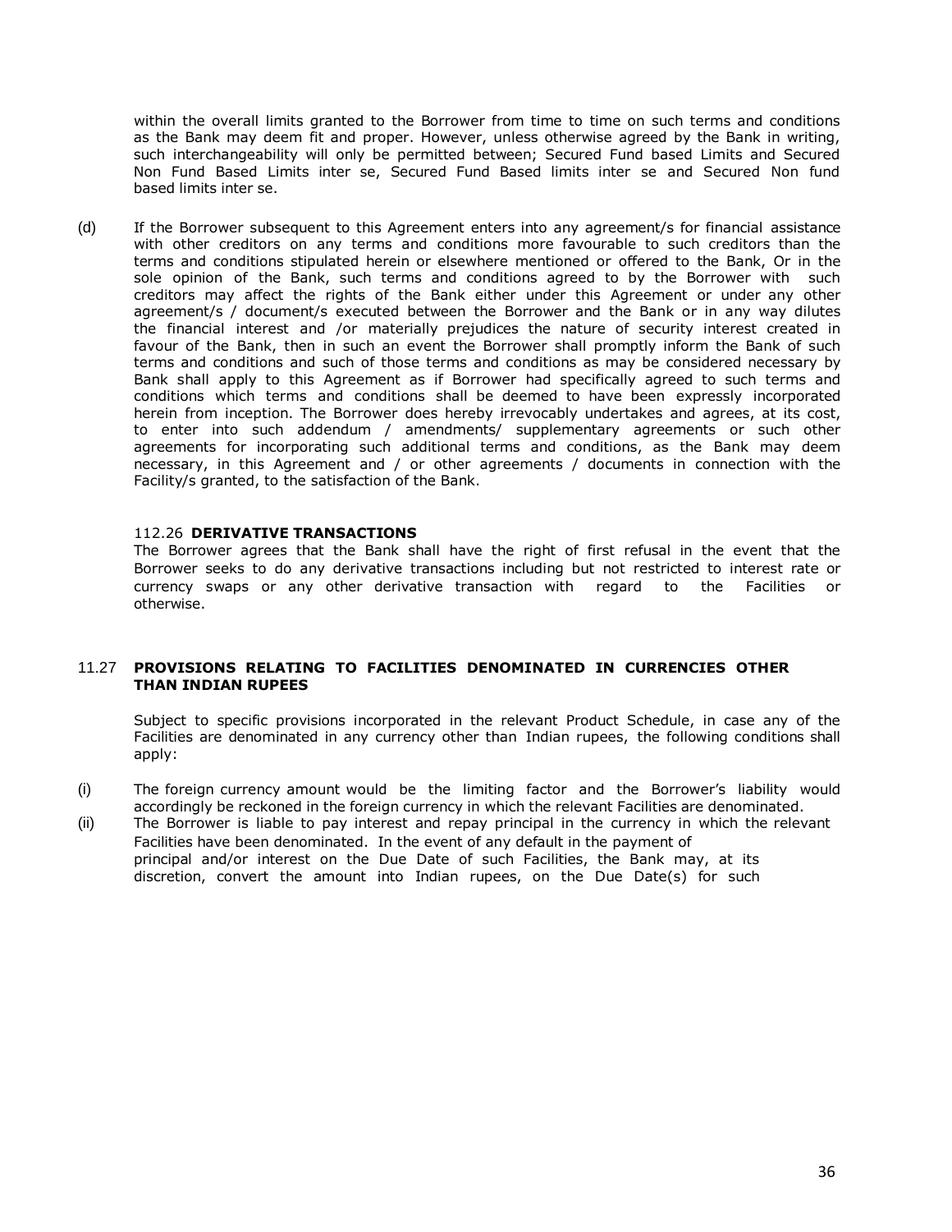within the overall limits granted to the Borrower from time to time on such terms and conditions as the Bank may deem fit and proper. However, unless otherwise agreed by the Bank in writing, such interchangeability will only be permitted between; Secured Fund based Limits and Secured Non Fund Based Limits inter se, Secured Fund Based limits inter se and Secured Non fund based limits inter se.

(d) If the Borrower subsequent to this Agreement enters into any agreement/s for financial assistance with other creditors on any terms and conditions more favourable to such creditors than the terms and conditions stipulated herein or elsewhere mentioned or offered to the Bank, Or in the sole opinion of the Bank, such terms and conditions agreed to by the Borrower with such creditors may affect the rights of the Bank either under this Agreement or under any other agreement/s / document/s executed between the Borrower and the Bank or in any way dilutes the financial interest and /or materially prejudices the nature of security interest created in favour of the Bank, then in such an event the Borrower shall promptly inform the Bank of such terms and conditions and such of those terms and conditions as may be considered necessary by Bank shall apply to this Agreement as if Borrower had specifically agreed to such terms and conditions which terms and conditions shall be deemed to have been expressly incorporated herein from inception. The Borrower does hereby irrevocably undertakes and agrees, at its cost, to enter into such addendum / amendments/ supplementary agreements or such other agreements for incorporating such additional terms and conditions, as the Bank may deem necessary, in this Agreement and / or other agreements / documents in connection with the Facility/s granted, to the satisfaction of the Bank.

112.26 **DERIVATIVE TRANSACTIONS**

The Borrower agrees that the Bank shall have the right of first refusal in the event that the Borrower seeks to do any derivative transactions including but not restricted to interest rate or currency swaps or any other derivative transaction with regard to the Facilities or otherwise.

11.27 **PROVISIONS RELATING TO FACILITIES DENOMINATED IN CURRENCIES OTHER THAN INDIAN RUPEES**

Subject to specific provisions incorporated in the relevant Product Schedule, in case any of the Facilities are denominated in any currency other than Indian rupees, the following conditions shall apply:

(i) The foreign currency amount would be the limiting factor and the Borrower's liability would accordingly be reckoned in the foreign currency in which the relevant Facilities are denominated.

(ii) The Borrower is liable to pay interest and repay principal in the currency in which the relevant Facilities have been denominated. In the event of any default in the payment of principal and/or interest on the Due Date of such Facilities, the Bank may, at its discretion, convert the amount into Indian rupees, on the Due Date(s) for such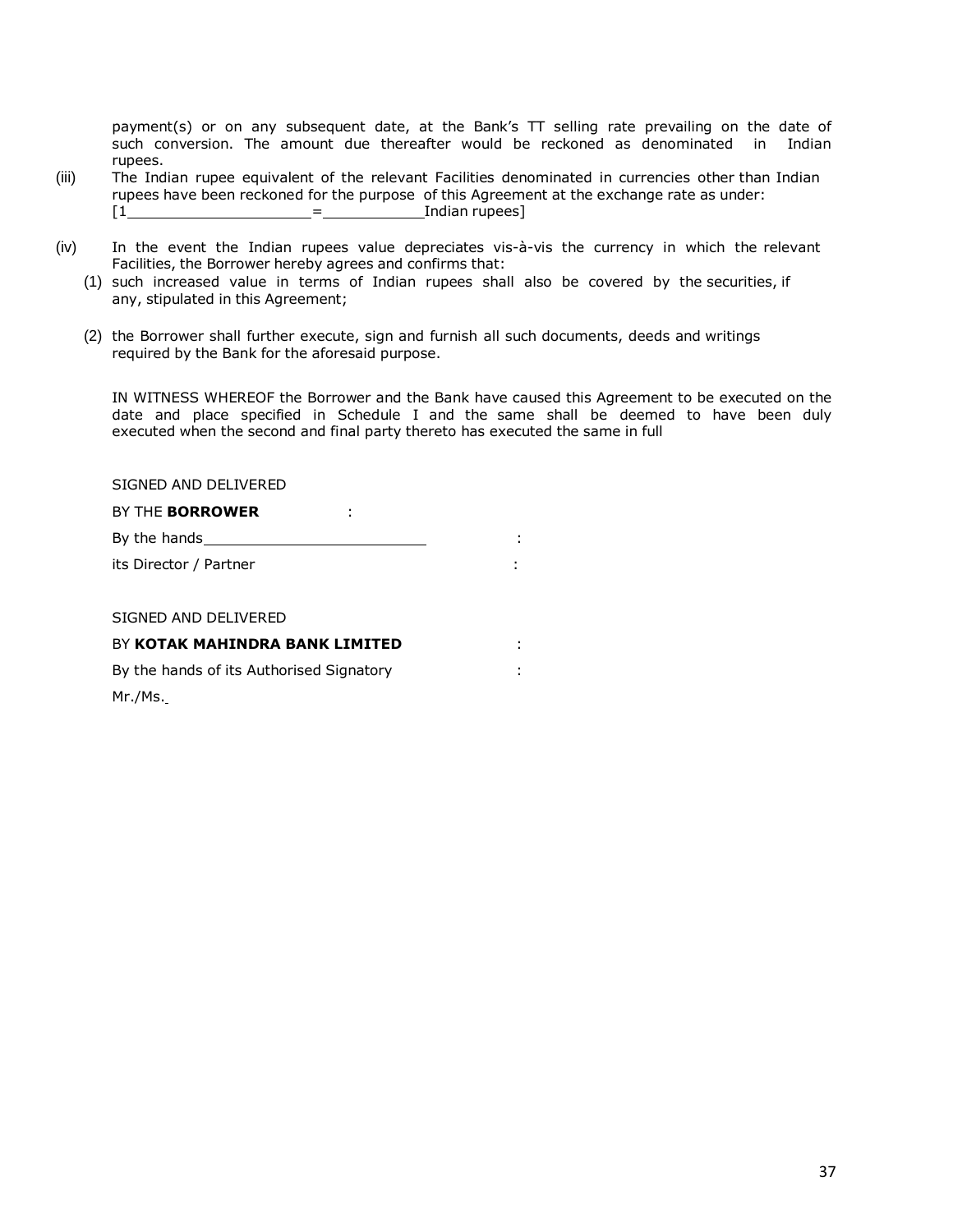payment(s) or on any subsequent date, at the Bank's TT selling rate prevailing on the date of such conversion. The amount due thereafter would be reckoned as denominated in Indian rupees.

(iii) The Indian rupee equivalent of the relevant Facilities denominated in currencies other than Indian rupees have been reckoned for the purpose of this Agreement at the exchange rate as under:
[1\_\_\_\_\_\_\_\_\_\_\_\_\_\_\_\_\_\_\_\_=\_\_\_\_\_\_\_\_\_\_\_Indian rupees]

(iv) In the event the Indian rupees value depreciates vis-à-vis the currency in which the relevant Facilities, the Borrower hereby agrees and confirms that:

(1) such increased value in terms of Indian rupees shall also be covered by the securities, if any, stipulated in this Agreement;

(2) the Borrower shall further execute, sign and furnish all such documents, deeds and writings required by the Bank for the aforesaid purpose.

IN WITNESS WHEREOF the Borrower and the Bank have caused this Agreement to be executed on the date and place specified in Schedule I and the same shall be deemed to have been duly executed when the second and final party thereto has executed the same in full

SIGNED AND DELIVERED

BY THE **BORROWER** :

By the hands\_\_\_\_\_\_\_\_\_\_\_\_\_\_\_\_\_\_\_\_\_\_\_\_\_ :

its Director / Partner :

SIGNED AND DELIVERED

BY **KOTAK MAHINDRA BANK LIMITED** :

By the hands of its Authorised Signatory :

Mr./Ms.